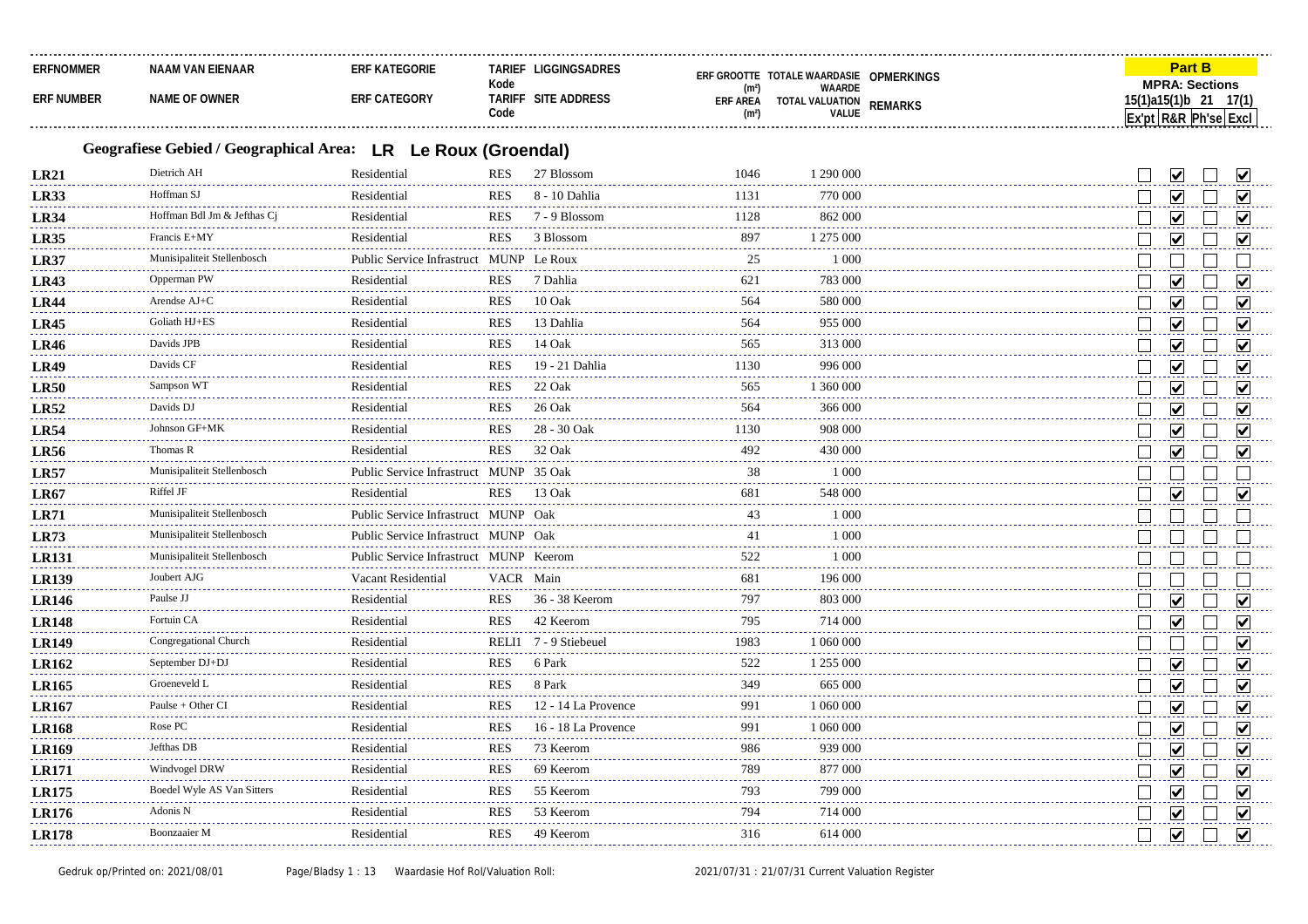## Geografiese Gebied / Geographical Area: LR Le Roux (Groendal)

| ERFNOMMER / ERF NUMBER | NAAM VAN EIENAAR / NAME OF OWNER | ERF KATEGORIE / ERF CATEGORY | TARIEF Kode / TARIFF Code | LIGGINGSADRES / SITE ADDRESS | ERF GROOTTE (m²) / ERF AREA (m²) | TOTALE WAARDASIE WAARDE / TOTAL VALUATION VALUE | OPMERKINGS / REMARKS | Part B MPRA: Sections 15(1)a Ex'pt | 15(1)b R&R | 21 Ph'se | 17(1) Excl |
|---|---|---|---|---|---|---|---|---|---|---|---|
| LR21 | Dietrich AH | Residential | RES | 27 Blossom | 1046 | 1 290 000 | | ☐ | ☑ | ☐ | ☑ |
| LR33 | Hoffman SJ | Residential | RES | 8 - 10 Dahlia | 1131 | 770 000 | | ☐ | ☑ | ☐ | ☑ |
| LR34 | Hoffman Bdl Jm & Jefthas Cj | Residential | RES | 7 - 9 Blossom | 1128 | 862 000 | | ☐ | ☑ | ☐ | ☑ |
| LR35 | Francis E+MY | Residential | RES | 3 Blossom | 897 | 1 275 000 | | ☐ | ☑ | ☐ | ☑ |
| LR37 | Munisipaliteit Stellenbosch | Public Service Infrastruct | MUNP | Le Roux | 25 | 1 000 | | ☐ | ☐ | ☐ | ☐ |
| LR43 | Opperman PW | Residential | RES | 7 Dahlia | 621 | 783 000 | | ☐ | ☑ | ☐ | ☑ |
| LR44 | Arendse AJ+C | Residential | RES | 10 Oak | 564 | 580 000 | | ☐ | ☑ | ☐ | ☑ |
| LR45 | Goliath HJ+ES | Residential | RES | 13 Dahlia | 564 | 955 000 | | ☐ | ☑ | ☐ | ☑ |
| LR46 | Davids JPB | Residential | RES | 14 Oak | 565 | 313 000 | | ☐ | ☑ | ☐ | ☑ |
| LR49 | Davids CF | Residential | RES | 19 - 21 Dahlia | 1130 | 996 000 | | ☐ | ☑ | ☐ | ☑ |
| LR50 | Sampson WT | Residential | RES | 22 Oak | 565 | 1 360 000 | | ☐ | ☑ | ☐ | ☑ |
| LR52 | Davids DJ | Residential | RES | 26 Oak | 564 | 366 000 | | ☐ | ☑ | ☐ | ☑ |
| LR54 | Johnson GF+MK | Residential | RES | 28 - 30 Oak | 1130 | 908 000 | | ☐ | ☑ | ☐ | ☑ |
| LR56 | Thomas R | Residential | RES | 32 Oak | 492 | 430 000 | | ☐ | ☑ | ☐ | ☑ |
| LR57 | Munisipaliteit Stellenbosch | Public Service Infrastruct | MUNP | 35 Oak | 38 | 1 000 | | ☐ | ☐ | ☐ | ☐ |
| LR67 | Riffel JF | Residential | RES | 13 Oak | 681 | 548 000 | | ☐ | ☑ | ☐ | ☑ |
| LR71 | Munisipaliteit Stellenbosch | Public Service Infrastruct | MUNP | Oak | 43 | 1 000 | | ☐ | ☐ | ☐ | ☐ |
| LR73 | Munisipaliteit Stellenbosch | Public Service Infrastruct | MUNP | Oak | 41 | 1 000 | | ☐ | ☐ | ☐ | ☐ |
| LR131 | Munisipaliteit Stellenbosch | Public Service Infrastruct | MUNP | Keerom | 522 | 1 000 | | ☐ | ☐ | ☐ | ☐ |
| LR139 | Joubert AJG | Vacant Residential | VACR | Main | 681 | 196 000 | | ☐ | ☐ | ☐ | ☐ |
| LR146 | Paulse JJ | Residential | RES | 36 - 38 Keerom | 797 | 803 000 | | ☐ | ☑ | ☐ | ☑ |
| LR148 | Fortuin CA | Residential | RES | 42 Keerom | 795 | 714 000 | | ☐ | ☑ | ☐ | ☑ |
| LR149 | Congregational Church | Residential | RELI1 | 7 - 9 Stiebeuel | 1983 | 1 060 000 | | ☐ | ☐ | ☐ | ☑ |
| LR162 | September DJ+DJ | Residential | RES | 6 Park | 522 | 1 255 000 | | ☐ | ☑ | ☐ | ☑ |
| LR165 | Groeneveld L | Residential | RES | 8 Park | 349 | 665 000 | | ☐ | ☑ | ☐ | ☑ |
| LR167 | Paulse + Other CI | Residential | RES | 12 - 14 La Provence | 991 | 1 060 000 | | ☐ | ☑ | ☐ | ☑ |
| LR168 | Rose PC | Residential | RES | 16 - 18 La Provence | 991 | 1 060 000 | | ☐ | ☑ | ☐ | ☑ |
| LR169 | Jefthas DB | Residential | RES | 73 Keerom | 986 | 939 000 | | ☐ | ☑ | ☐ | ☑ |
| LR171 | Windvogel DRW | Residential | RES | 69 Keerom | 789 | 877 000 | | ☐ | ☑ | ☐ | ☑ |
| LR175 | Boedel Wyle AS Van Sitters | Residential | RES | 55 Keerom | 793 | 799 000 | | ☐ | ☑ | ☐ | ☑ |
| LR176 | Adonis N | Residential | RES | 53 Keerom | 794 | 714 000 | | ☐ | ☑ | ☐ | ☑ |
| LR178 | Boonzaaier M | Residential | RES | 49 Keerom | 316 | 614 000 | | ☐ | ☑ | ☐ | ☑ |

Gedruk op/Printed on: 2021/08/01 — Waardasie Hof Rol/Valuation Roll: 2021/07/31 : 21/07/31 Current Valuation Register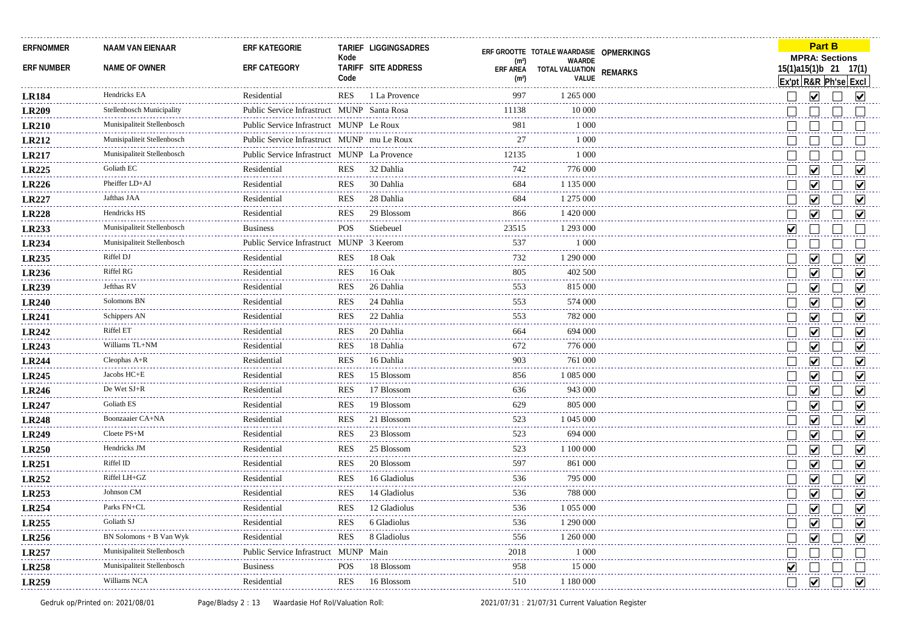| ERFNOMMER ERF NUMBER | NAAM VAN EIENAAR NAME OF OWNER | ERF KATEGORIE ERF CATEGORY | TARIEF Kode TARIFF Code | LIGGINGSADRES SITE ADDRESS | ERF GROOTTE (m²) ERF AREA (m²) | TOTALE WAARDASIE WAARDE TOTAL VALUATION VALUE | OPMERKINGS REMARKS | Part B MPRA: Sections 15(1)a Ex'pt | 15(1)b R&R | 21 Ph'se | 17(1) Excl |
|---|---|---|---|---|---|---|---|---|---|---|---|
| **LR184** | Hendricks EA | Residential | RES | 1 La Provence | 997 | 1 265 000 | | ☐ | ☑ | ☐ | ☑ |
| **LR209** | Stellenbosch Municipality | Public Service Infrastruct | MUNP | Santa Rosa | 11138 | 10 000 | | ☐ | ☐ | ☐ | ☐ |
| **LR210** | Munisipaliteit Stellenbosch | Public Service Infrastruct | MUNP | Le Roux | 981 | 1 000 | | ☐ | ☐ | ☐ | ☐ |
| **LR212** | Munisipaliteit Stellenbosch | Public Service Infrastruct | MUNP | mu Le Roux | 27 | 1 000 | | ☐ | ☐ | ☐ | ☐ |
| **LR217** | Munisipaliteit Stellenbosch | Public Service Infrastruct | MUNP | La Provence | 12135 | 1 000 | | ☐ | ☐ | ☐ | ☐ |
| **LR225** | Goliath EC | Residential | RES | 32 Dahlia | 742 | 776 000 | | ☐ | ☑ | ☐ | ☑ |
| **LR226** | Pheiffer LD+AJ | Residential | RES | 30 Dahlia | 684 | 1 135 000 | | ☐ | ☑ | ☐ | ☑ |
| **LR227** | Jafthas JAA | Residential | RES | 28 Dahlia | 684 | 1 275 000 | | ☐ | ☑ | ☐ | ☑ |
| **LR228** | Hendricks HS | Residential | RES | 29 Blossom | 866 | 1 420 000 | | ☐ | ☑ | ☐ | ☑ |
| **LR233** | Munisipaliteit Stellenbosch | Business | POS | Stiebeuel | 23515 | 1 293 000 | | ☑ | ☐ | ☐ | ☐ |
| **LR234** | Munisipaliteit Stellenbosch | Public Service Infrastruct | MUNP | 3 Keerom | 537 | 1 000 | | ☐ | ☐ | ☐ | ☐ |
| **LR235** | Riffel DJ | Residential | RES | 18 Oak | 732 | 1 290 000 | | ☐ | ☑ | ☐ | ☑ |
| **LR236** | Riffel RG | Residential | RES | 16 Oak | 805 | 402 500 | | ☐ | ☑ | ☐ | ☑ |
| **LR239** | Jefthas RV | Residential | RES | 26 Dahlia | 553 | 815 000 | | ☐ | ☑ | ☐ | ☑ |
| **LR240** | Solomons BN | Residential | RES | 24 Dahlia | 553 | 574 000 | | ☐ | ☑ | ☐ | ☑ |
| **LR241** | Schippers AN | Residential | RES | 22 Dahlia | 553 | 782 000 | | ☐ | ☑ | ☐ | ☑ |
| **LR242** | Riffel ET | Residential | RES | 20 Dahlia | 664 | 694 000 | | ☐ | ☑ | ☐ | ☑ |
| **LR243** | Williams TL+NM | Residential | RES | 18 Dahlia | 672 | 776 000 | | ☐ | ☑ | ☐ | ☑ |
| **LR244** | Cleophas A+R | Residential | RES | 16 Dahlia | 903 | 761 000 | | ☐ | ☑ | ☐ | ☑ |
| **LR245** | Jacobs HC+E | Residential | RES | 15 Blossom | 856 | 1 085 000 | | ☐ | ☑ | ☐ | ☑ |
| **LR246** | De Wet SJ+R | Residential | RES | 17 Blossom | 636 | 943 000 | | ☐ | ☑ | ☐ | ☑ |
| **LR247** | Goliath ES | Residential | RES | 19 Blossom | 629 | 805 000 | | ☐ | ☑ | ☐ | ☑ |
| **LR248** | Boonzaaier CA+NA | Residential | RES | 21 Blossom | 523 | 1 045 000 | | ☐ | ☑ | ☐ | ☑ |
| **LR249** | Cloete PS+M | Residential | RES | 23 Blossom | 523 | 694 000 | | ☐ | ☑ | ☐ | ☑ |
| **LR250** | Hendricks JM | Residential | RES | 25 Blossom | 523 | 1 100 000 | | ☐ | ☑ | ☐ | ☑ |
| **LR251** | Riffel ID | Residential | RES | 20 Blossom | 597 | 861 000 | | ☐ | ☑ | ☐ | ☑ |
| **LR252** | Riffel LH+GZ | Residential | RES | 16 Gladiolus | 536 | 795 000 | | ☐ | ☑ | ☐ | ☑ |
| **LR253** | Johnson CM | Residential | RES | 14 Gladiolus | 536 | 788 000 | | ☐ | ☑ | ☐ | ☑ |
| **LR254** | Parks FN+CL | Residential | RES | 12 Gladiolus | 536 | 1 055 000 | | ☐ | ☑ | ☐ | ☑ |
| **LR255** | Goliath SJ | Residential | RES | 6 Gladiolus | 536 | 1 290 000 | | ☐ | ☑ | ☐ | ☑ |
| **LR256** | BN Solomons + B Van Wyk | Residential | RES | 8 Gladiolus | 556 | 1 260 000 | | ☐ | ☑ | ☐ | ☑ |
| **LR257** | Munisipaliteit Stellenbosch | Public Service Infrastruct | MUNP | Main | 2018 | 1 000 | | ☐ | ☐ | ☐ | ☐ |
| **LR258** | Munisipaliteit Stellenbosch | Business | POS | 18 Blossom | 958 | 15 000 | | ☑ | ☐ | ☐ | ☐ |
| **LR259** | Williams NCA | Residential | RES | 16 Blossom | 510 | 1 180 000 | | ☐ | ☑ | ☐ | ☑ |

Gedruk op/Printed on: 2021/08/01 Waardasie Hof Rol/Valuation Roll: 2021/07/31 : 21/07/31 Current Valuation Register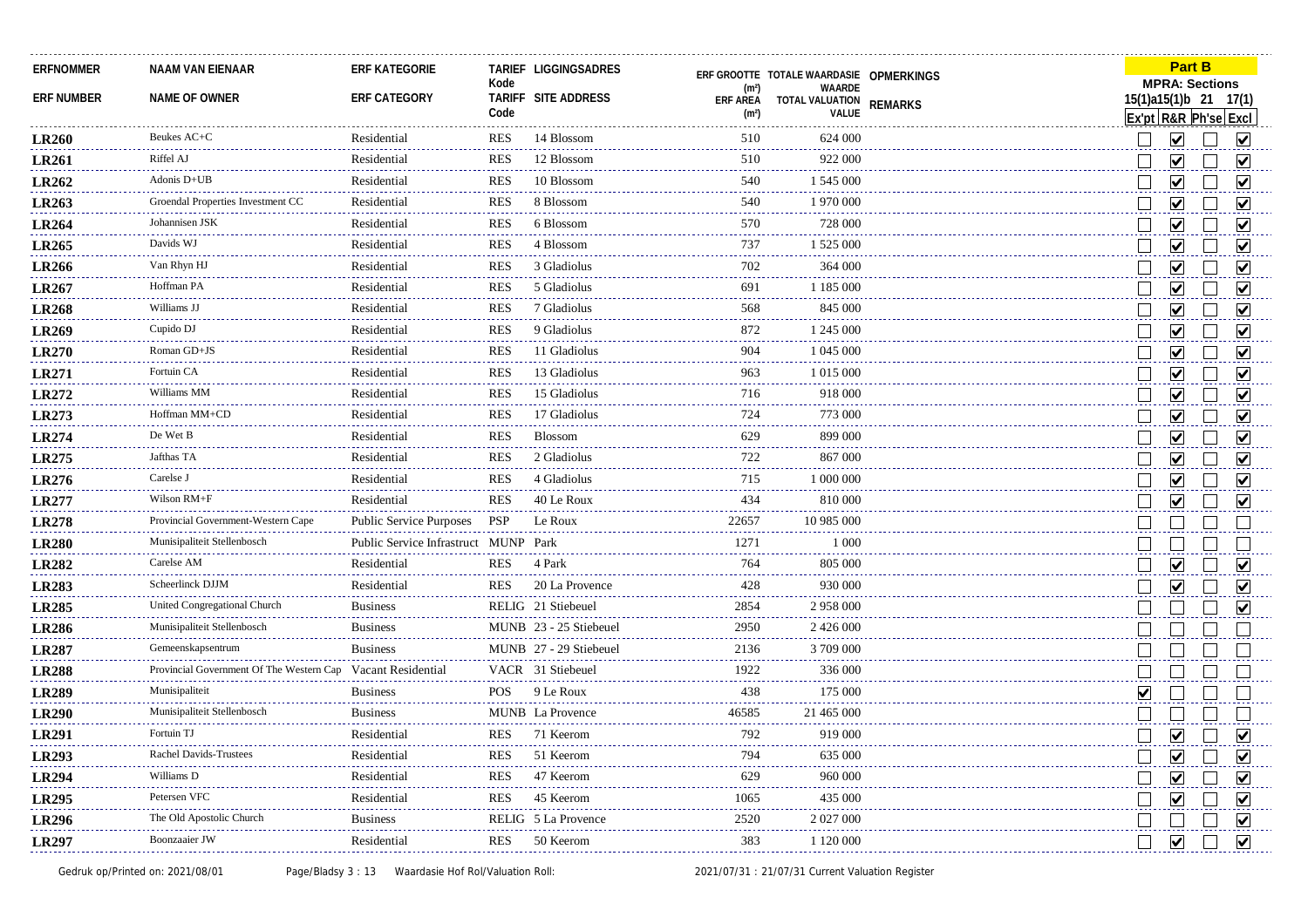| ERFNOMMER | NAAM VAN EIENAAR | ERF KATEGORIE | TARIEF Kode | LIGGINGSADRES | ERF GROOTTE (m²) | TOTALE WAARDASIE WAARDE | OPMERKINGS | Part B MPRA: Sections 15(1)a | 15(1)b | 21 | 17(1) |
|---|---|---|---|---|---|---|---|---|---|---|---|
| ERF NUMBER | NAME OF OWNER | ERF CATEGORY | TARIFF Code | SITE ADDRESS | ERF AREA (m²) | TOTAL VALUATION VALUE | REMARKS | Ex'pt | R&R | Ph'se | Excl |
| **LR260** | Beukes AC+C | Residential | RES | 14 Blossom | 510 | 624 000 | | ☐ | ☑ | ☐ | ☑ |
| **LR261** | Riffel AJ | Residential | RES | 12 Blossom | 510 | 922 000 | | ☐ | ☑ | ☐ | ☑ |
| **LR262** | Adonis D+UB | Residential | RES | 10 Blossom | 540 | 1 545 000 | | ☐ | ☑ | ☐ | ☑ |
| **LR263** | Groendal Properties Investment CC | Residential | RES | 8 Blossom | 540 | 1 970 000 | | ☐ | ☑ | ☐ | ☑ |
| **LR264** | Johannisen JSK | Residential | RES | 6 Blossom | 570 | 728 000 | | ☐ | ☑ | ☐ | ☑ |
| **LR265** | Davids WJ | Residential | RES | 4 Blossom | 737 | 1 525 000 | | ☐ | ☑ | ☐ | ☑ |
| **LR266** | Van Rhyn HJ | Residential | RES | 3 Gladiolus | 702 | 364 000 | | ☐ | ☑ | ☐ | ☑ |
| **LR267** | Hoffman PA | Residential | RES | 5 Gladiolus | 691 | 1 185 000 | | ☐ | ☑ | ☐ | ☑ |
| **LR268** | Williams JJ | Residential | RES | 7 Gladiolus | 568 | 845 000 | | ☐ | ☑ | ☐ | ☑ |
| **LR269** | Cupido DJ | Residential | RES | 9 Gladiolus | 872 | 1 245 000 | | ☐ | ☑ | ☐ | ☑ |
| **LR270** | Roman GD+JS | Residential | RES | 11 Gladiolus | 904 | 1 045 000 | | ☐ | ☑ | ☐ | ☑ |
| **LR271** | Fortuin CA | Residential | RES | 13 Gladiolus | 963 | 1 015 000 | | ☐ | ☑ | ☐ | ☑ |
| **LR272** | Williams MM | Residential | RES | 15 Gladiolus | 716 | 918 000 | | ☐ | ☑ | ☐ | ☑ |
| **LR273** | Hoffman MM+CD | Residential | RES | 17 Gladiolus | 724 | 773 000 | | ☐ | ☑ | ☐ | ☑ |
| **LR274** | De Wet B | Residential | RES | Blossom | 629 | 899 000 | | ☐ | ☑ | ☐ | ☑ |
| **LR275** | Jafthas TA | Residential | RES | 2 Gladiolus | 722 | 867 000 | | ☐ | ☑ | ☐ | ☑ |
| **LR276** | Carelse J | Residential | RES | 4 Gladiolus | 715 | 1 000 000 | | ☐ | ☑ | ☐ | ☑ |
| **LR277** | Wilson RM+F | Residential | RES | 40 Le Roux | 434 | 810 000 | | ☐ | ☑ | ☐ | ☑ |
| **LR278** | Provincial Government-Western Cape | Public Service Purposes | PSP | Le Roux | 22657 | 10 985 000 | | ☐ | ☐ | ☐ | ☐ |
| **LR280** | Munisipaliteit Stellenbosch | Public Service Infrastruct | MUNP | Park | 1271 | 1 000 | | ☐ | ☐ | ☐ | ☐ |
| **LR282** | Carelse AM | Residential | RES | 4 Park | 764 | 805 000 | | ☐ | ☑ | ☐ | ☑ |
| **LR283** | Scheerlinck DJJM | Residential | RES | 20 La Provence | 428 | 930 000 | | ☐ | ☑ | ☐ | ☑ |
| **LR285** | United Congregational Church | Business | RELIG | 21 Stiebeuel | 2854 | 2 958 000 | | ☐ | ☐ | ☐ | ☑ |
| **LR286** | Munisipaliteit Stellenbosch | Business | MUNB | 23 - 25 Stiebeuel | 2950 | 2 426 000 | | ☐ | ☐ | ☐ | ☐ |
| **LR287** | Gemeenskapsentrum | Business | MUNB | 27 - 29 Stiebeuel | 2136 | 3 709 000 | | ☐ | ☐ | ☐ | ☐ |
| **LR288** | Provincial Government Of The Western Cap | Vacant Residential | VACR | 31 Stiebeuel | 1922 | 336 000 | | ☐ | ☐ | ☐ | ☐ |
| **LR289** | Munisipaliteit | Business | POS | 9 Le Roux | 438 | 175 000 | | ☑ | ☐ | ☐ | ☐ |
| **LR290** | Munisipaliteit Stellenbosch | Business | MUNB | La Provence | 46585 | 21 465 000 | | ☐ | ☐ | ☐ | ☐ |
| **LR291** | Fortuin TJ | Residential | RES | 71 Keerom | 792 | 919 000 | | ☐ | ☑ | ☐ | ☑ |
| **LR293** | Rachel Davids-Trustees | Residential | RES | 51 Keerom | 794 | 635 000 | | ☐ | ☑ | ☐ | ☑ |
| **LR294** | Williams D | Residential | RES | 47 Keerom | 629 | 960 000 | | ☐ | ☑ | ☐ | ☑ |
| **LR295** | Petersen VFC | Residential | RES | 45 Keerom | 1065 | 435 000 | | ☐ | ☑ | ☐ | ☑ |
| **LR296** | The Old Apostolic Church | Business | RELIG | 5 La Provence | 2520 | 2 027 000 | | ☐ | ☐ | ☐ | ☑ |
| **LR297** | Boonzaaier JW | Residential | RES | 50 Keerom | 383 | 1 120 000 | | ☐ | ☑ | ☐ | ☑ |

Gedruk op/Printed on: 2021/08/01 Waardasie Hof Rol/Valuation Roll: 2021/07/31 : 21/07/31 Current Valuation Register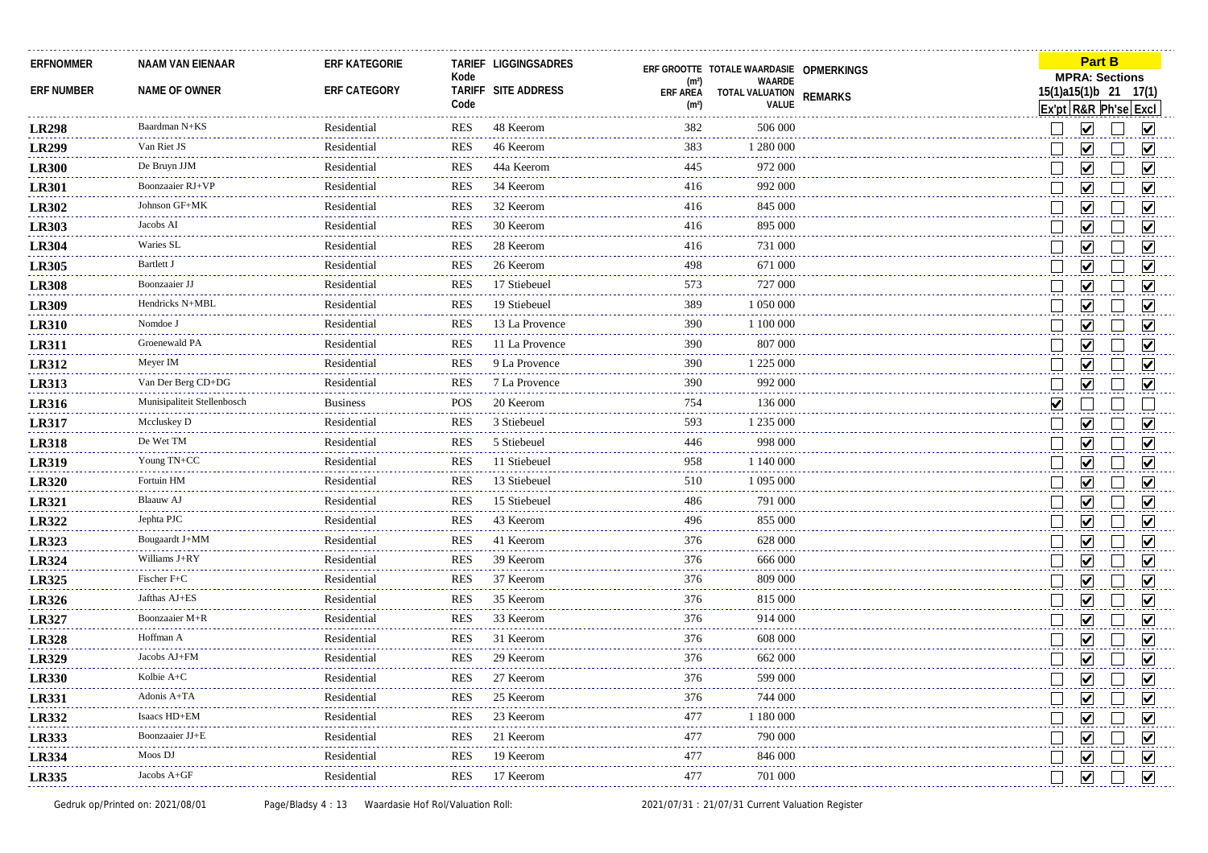| ERFNOMMER<br>ERF NUMBER | NAAM VAN EIENAAR<br>NAME OF OWNER | ERF KATEGORIE<br>ERF CATEGORY | TARIEF Kode<br>TARIFF Code | LIGGINGSADRES<br>SITE ADDRESS | ERF GROOTTE (m²)<br>ERF AREA (m²) | TOTALE WAARDASIE WAARDE<br>TOTAL VALUATION VALUE | OPMERKINGS<br>REMARKS | Part B MPRA: Sections 15(1)a<br>Ex'pt | 15(1)b<br>R&R | 21<br>Ph'se | 17(1)<br>Excl |
|---|---|---|---|---|---|---|---|---|---|---|---|
| **LR298** | Baardman N+KS | Residential | RES | 48 Keerom | 382 | 506 000 | | ☐ | ☑ | ☐ | ☑ |
| **LR299** | Van Riet JS | Residential | RES | 46 Keerom | 383 | 1 280 000 | | ☐ | ☑ | ☐ | ☑ |
| **LR300** | De Bruyn JJM | Residential | RES | 44a Keerom | 445 | 972 000 | | ☐ | ☑ | ☐ | ☑ |
| **LR301** | Boonzaaier RJ+VP | Residential | RES | 34 Keerom | 416 | 992 000 | | ☐ | ☑ | ☐ | ☑ |
| **LR302** | Johnson GF+MK | Residential | RES | 32 Keerom | 416 | 845 000 | | ☐ | ☑ | ☐ | ☑ |
| **LR303** | Jacobs AI | Residential | RES | 30 Keerom | 416 | 895 000 | | ☐ | ☑ | ☐ | ☑ |
| **LR304** | Waries SL | Residential | RES | 28 Keerom | 416 | 731 000 | | ☐ | ☑ | ☐ | ☑ |
| **LR305** | Bartlett J | Residential | RES | 26 Keerom | 498 | 671 000 | | ☐ | ☑ | ☐ | ☑ |
| **LR308** | Boonzaaier JJ | Residential | RES | 17 Stiebeuel | 573 | 727 000 | | ☐ | ☑ | ☐ | ☑ |
| **LR309** | Hendricks N+MBL | Residential | RES | 19 Stiebeuel | 389 | 1 050 000 | | ☐ | ☑ | ☐ | ☑ |
| **LR310** | Nomdoe J | Residential | RES | 13 La Provence | 390 | 1 100 000 | | ☐ | ☑ | ☐ | ☑ |
| **LR311** | Groenewald PA | Residential | RES | 11 La Provence | 390 | 807 000 | | ☐ | ☑ | ☐ | ☑ |
| **LR312** | Meyer IM | Residential | RES | 9 La Provence | 390 | 1 225 000 | | ☐ | ☑ | ☐ | ☑ |
| **LR313** | Van Der Berg CD+DG | Residential | RES | 7 La Provence | 390 | 992 000 | | ☐ | ☑ | ☐ | ☑ |
| **LR316** | Munisipaliteit Stellenbosch | Business | POS | 20 Keerom | 754 | 136 000 | | ☑ | ☐ | ☐ | ☐ |
| **LR317** | Mccluskey D | Residential | RES | 3 Stiebeuel | 593 | 1 235 000 | | ☐ | ☑ | ☐ | ☑ |
| **LR318** | De Wet TM | Residential | RES | 5 Stiebeuel | 446 | 998 000 | | ☐ | ☑ | ☐ | ☑ |
| **LR319** | Young TN+CC | Residential | RES | 11 Stiebeuel | 958 | 1 140 000 | | ☐ | ☑ | ☐ | ☑ |
| **LR320** | Fortuin HM | Residential | RES | 13 Stiebeuel | 510 | 1 095 000 | | ☐ | ☑ | ☐ | ☑ |
| **LR321** | Blaauw AJ | Residential | RES | 15 Stiebeuel | 486 | 791 000 | | ☐ | ☑ | ☐ | ☑ |
| **LR322** | Jephta PJC | Residential | RES | 43 Keerom | 496 | 855 000 | | ☐ | ☑ | ☐ | ☑ |
| **LR323** | Bougaardt J+MM | Residential | RES | 41 Keerom | 376 | 628 000 | | ☐ | ☑ | ☐ | ☑ |
| **LR324** | Williams J+RY | Residential | RES | 39 Keerom | 376 | 666 000 | | ☐ | ☑ | ☐ | ☑ |
| **LR325** | Fischer F+C | Residential | RES | 37 Keerom | 376 | 809 000 | | ☐ | ☑ | ☐ | ☑ |
| **LR326** | Jafthas AJ+ES | Residential | RES | 35 Keerom | 376 | 815 000 | | ☐ | ☑ | ☐ | ☑ |
| **LR327** | Boonzaaier M+R | Residential | RES | 33 Keerom | 376 | 914 000 | | ☐ | ☑ | ☐ | ☑ |
| **LR328** | Hoffman A | Residential | RES | 31 Keerom | 376 | 608 000 | | ☐ | ☑ | ☐ | ☑ |
| **LR329** | Jacobs AJ+FM | Residential | RES | 29 Keerom | 376 | 662 000 | | ☐ | ☑ | ☐ | ☑ |
| **LR330** | Kolbie A+C | Residential | RES | 27 Keerom | 376 | 599 000 | | ☐ | ☑ | ☐ | ☑ |
| **LR331** | Adonis A+TA | Residential | RES | 25 Keerom | 376 | 744 000 | | ☐ | ☑ | ☐ | ☑ |
| **LR332** | Isaacs HD+EM | Residential | RES | 23 Keerom | 477 | 1 180 000 | | ☐ | ☑ | ☐ | ☑ |
| **LR333** | Boonzaaier JJ+E | Residential | RES | 21 Keerom | 477 | 790 000 | | ☐ | ☑ | ☐ | ☑ |
| **LR334** | Moos DJ | Residential | RES | 19 Keerom | 477 | 846 000 | | ☐ | ☑ | ☐ | ☑ |
| **LR335** | Jacobs A+GF | Residential | RES | 17 Keerom | 477 | 701 000 | | ☐ | ☑ | ☐ | ☑ |

Gedruk op/Printed on: 2021/08/01 Waardasie Hof Rol/Valuation Roll: 2021/07/31 : 21/07/31 Current Valuation Register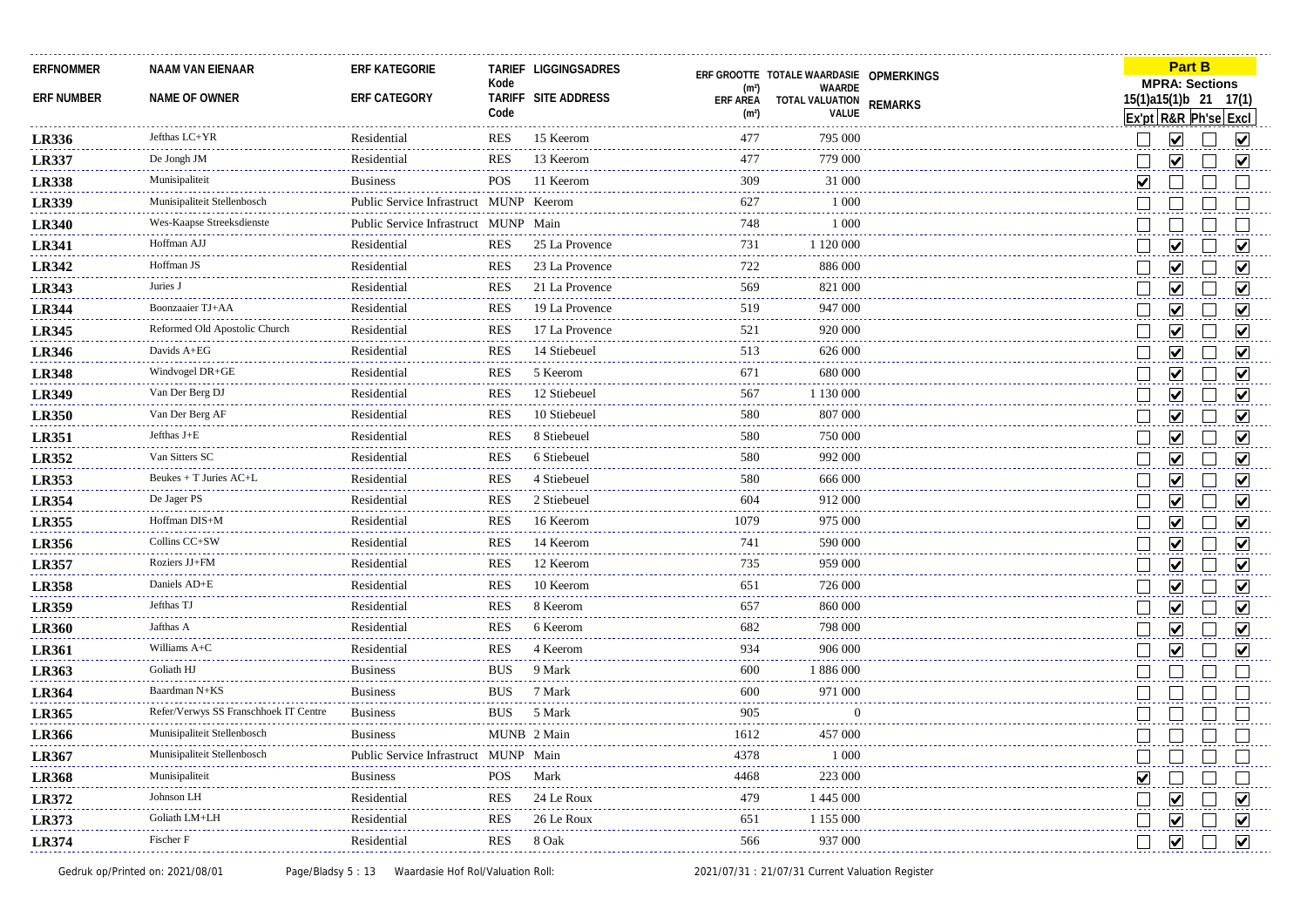| ERFNOMMER<br>ERF NUMBER | NAAM VAN EIENAAR<br>NAME OF OWNER | ERF KATEGORIE<br>ERF CATEGORY | TARIEF Kode<br>TARIFF Code | LIGGINGSADRES<br>SITE ADDRESS | ERF GROOTTE (m²)<br>ERF AREA (m²) | TOTALE WAARDASIE WAARDE<br>TOTAL VALUATION VALUE | OPMERKINGS<br>REMARKS | Part B MPRA: Sections 15(1)a Ex'pt | 15(1)b R&R | 21 Ph'se | 17(1) Excl |
|---|---|---|---|---|---|---|---|---|---|---|---|
| **LR336** | Jefthas LC+YR | Residential | RES | 15 Keerom | 477 | 795 000 | | ☐ | ☑ | ☐ | ☑ |
| **LR337** | De Jongh JM | Residential | RES | 13 Keerom | 477 | 779 000 | | ☐ | ☑ | ☐ | ☑ |
| **LR338** | Munisipaliteit | Business | POS | 11 Keerom | 309 | 31 000 | | ☑ | ☐ | ☐ | ☐ |
| **LR339** | Munisipaliteit Stellenbosch | Public Service Infrastruct | MUNP | Keerom | 627 | 1 000 | | ☐ | ☐ | ☐ | ☐ |
| **LR340** | Wes-Kaapse Streeksdienste | Public Service Infrastruct | MUNP | Main | 748 | 1 000 | | ☐ | ☐ | ☐ | ☐ |
| **LR341** | Hoffman AJJ | Residential | RES | 25 La Provence | 731 | 1 120 000 | | ☐ | ☑ | ☐ | ☑ |
| **LR342** | Hoffman JS | Residential | RES | 23 La Provence | 722 | 886 000 | | ☐ | ☑ | ☐ | ☑ |
| **LR343** | Juries J | Residential | RES | 21 La Provence | 569 | 821 000 | | ☐ | ☑ | ☐ | ☑ |
| **LR344** | Boonzaaier TJ+AA | Residential | RES | 19 La Provence | 519 | 947 000 | | ☐ | ☑ | ☐ | ☑ |
| **LR345** | Reformed Old Apostolic Church | Residential | RES | 17 La Provence | 521 | 920 000 | | ☐ | ☑ | ☐ | ☑ |
| **LR346** | Davids A+EG | Residential | RES | 14 Stiebeuel | 513 | 626 000 | | ☐ | ☑ | ☐ | ☑ |
| **LR348** | Windvogel DR+GE | Residential | RES | 5 Keerom | 671 | 680 000 | | ☐ | ☑ | ☐ | ☑ |
| **LR349** | Van Der Berg DJ | Residential | RES | 12 Stiebeuel | 567 | 1 130 000 | | ☐ | ☑ | ☐ | ☑ |
| **LR350** | Van Der Berg AF | Residential | RES | 10 Stiebeuel | 580 | 807 000 | | ☐ | ☑ | ☐ | ☑ |
| **LR351** | Jefthas J+E | Residential | RES | 8 Stiebeuel | 580 | 750 000 | | ☐ | ☑ | ☐ | ☑ |
| **LR352** | Van Sitters SC | Residential | RES | 6 Stiebeuel | 580 | 992 000 | | ☐ | ☑ | ☐ | ☑ |
| **LR353** | Beukes + T Juries AC+L | Residential | RES | 4 Stiebeuel | 580 | 666 000 | | ☐ | ☑ | ☐ | ☑ |
| **LR354** | De Jager PS | Residential | RES | 2 Stiebeuel | 604 | 912 000 | | ☐ | ☑ | ☐ | ☑ |
| **LR355** | Hoffman DIS+M | Residential | RES | 16 Keerom | 1079 | 975 000 | | ☐ | ☑ | ☐ | ☑ |
| **LR356** | Collins CC+SW | Residential | RES | 14 Keerom | 741 | 590 000 | | ☐ | ☑ | ☐ | ☑ |
| **LR357** | Roziers JJ+FM | Residential | RES | 12 Keerom | 735 | 959 000 | | ☐ | ☑ | ☐ | ☑ |
| **LR358** | Daniels AD+E | Residential | RES | 10 Keerom | 651 | 726 000 | | ☐ | ☑ | ☐ | ☑ |
| **LR359** | Jefthas TJ | Residential | RES | 8 Keerom | 657 | 860 000 | | ☐ | ☑ | ☐ | ☑ |
| **LR360** | Jafthas A | Residential | RES | 6 Keerom | 682 | 798 000 | | ☐ | ☑ | ☐ | ☑ |
| **LR361** | Williams A+C | Residential | RES | 4 Keerom | 934 | 906 000 | | ☐ | ☑ | ☐ | ☑ |
| **LR363** | Goliath HJ | Business | BUS | 9 Mark | 600 | 1 886 000 | | ☐ | ☐ | ☐ | ☐ |
| **LR364** | Baardman N+KS | Business | BUS | 7 Mark | 600 | 971 000 | | ☐ | ☐ | ☐ | ☐ |
| **LR365** | Refer/Verwys SS Franschhoek IT Centre | Business | BUS | 5 Mark | 905 | 0 | | ☐ | ☐ | ☐ | ☐ |
| **LR366** | Munisipaliteit Stellenbosch | Business | MUNB | 2 Main | 1612 | 457 000 | | ☐ | ☐ | ☐ | ☐ |
| **LR367** | Munisipaliteit Stellenbosch | Public Service Infrastruct | MUNP | Main | 4378 | 1 000 | | ☐ | ☐ | ☐ | ☐ |
| **LR368** | Munisipaliteit | Business | POS | Mark | 4468 | 223 000 | | ☑ | ☐ | ☐ | ☐ |
| **LR372** | Johnson LH | Residential | RES | 24 Le Roux | 479 | 1 445 000 | | ☐ | ☑ | ☐ | ☑ |
| **LR373** | Goliath LM+LH | Residential | RES | 26 Le Roux | 651 | 1 155 000 | | ☐ | ☑ | ☐ | ☑ |
| **LR374** | Fischer F | Residential | RES | 8 Oak | 566 | 937 000 | | ☐ | ☑ | ☐ | ☑ |

Gedruk op/Printed on: 2021/08/01 Waardasie Hof Rol/Valuation Roll: 2021/07/31 : 21/07/31 Current Valuation Register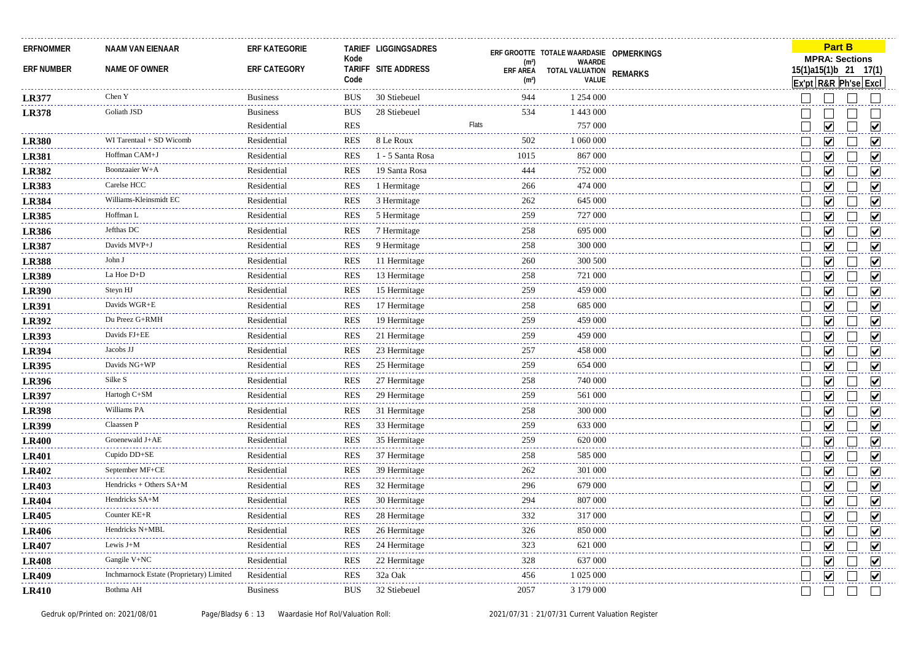| ERFNOMMER | NAAM VAN EIENAAR | ERF KATEGORIE | TARIEF Kode | LIGGINGSADRES | ERF GROOTTE (m²) | TOTALE WAARDASIE WAARDE | OPMERKINGS | Part B MPRA: Sections 15(1)a Ex'pt | 15(1)b R&R | 21 Ph'se | 17(1) Excl |
|---|---|---|---|---|---|---|---|---|---|---|---|
| ERF NUMBER | NAME OF OWNER | ERF CATEGORY | TARIFF Code | SITE ADDRESS | ERF AREA (m²) | TOTAL VALUATION VALUE | REMARKS | | | | |
| LR377 | Chen Y | Business | BUS | 30 Stiebeuel | 944 | 1 254 000 | | ☐ | ☐ | ☐ | ☐ |
| LR378 | Goliath JSD | Business | BUS | 28 Stiebeuel | 534 | 1 443 000 | | ☐ | ☐ | ☐ | ☐ |
| | | Residential | RES | | Flats | 757 000 | | ☐ | ☑ | ☐ | ☑ |
| LR380 | WI Tarentaal + SD Wicomb | Residential | RES | 8 Le Roux | 502 | 1 060 000 | | ☐ | ☑ | ☐ | ☑ |
| LR381 | Hoffman CAM+J | Residential | RES | 1 - 5 Santa Rosa | 1015 | 867 000 | | ☐ | ☑ | ☐ | ☑ |
| LR382 | Boonzaaier W+A | Residential | RES | 19 Santa Rosa | 444 | 752 000 | | ☐ | ☑ | ☐ | ☑ |
| LR383 | Carelse HCC | Residential | RES | 1 Hermitage | 266 | 474 000 | | ☐ | ☑ | ☐ | ☑ |
| LR384 | Williams-Kleinsmidt EC | Residential | RES | 3 Hermitage | 262 | 645 000 | | ☐ | ☑ | ☐ | ☑ |
| LR385 | Hoffman L | Residential | RES | 5 Hermitage | 259 | 727 000 | | ☐ | ☑ | ☐ | ☑ |
| LR386 | Jefthas DC | Residential | RES | 7 Hermitage | 258 | 695 000 | | ☐ | ☑ | ☐ | ☑ |
| LR387 | Davids MVP+J | Residential | RES | 9 Hermitage | 258 | 300 000 | | ☐ | ☑ | ☐ | ☑ |
| LR388 | John J | Residential | RES | 11 Hermitage | 260 | 300 500 | | ☐ | ☑ | ☐ | ☑ |
| LR389 | La Hoe D+D | Residential | RES | 13 Hermitage | 258 | 721 000 | | ☐ | ☑ | ☐ | ☑ |
| LR390 | Steyn HJ | Residential | RES | 15 Hermitage | 259 | 459 000 | | ☐ | ☑ | ☐ | ☑ |
| LR391 | Davids WGR+E | Residential | RES | 17 Hermitage | 258 | 685 000 | | ☐ | ☑ | ☐ | ☑ |
| LR392 | Du Preez G+RMH | Residential | RES | 19 Hermitage | 259 | 459 000 | | ☐ | ☑ | ☐ | ☑ |
| LR393 | Davids FJ+EE | Residential | RES | 21 Hermitage | 259 | 459 000 | | ☐ | ☑ | ☐ | ☑ |
| LR394 | Jacobs JJ | Residential | RES | 23 Hermitage | 257 | 458 000 | | ☐ | ☑ | ☐ | ☑ |
| LR395 | Davids NG+WP | Residential | RES | 25 Hermitage | 259 | 654 000 | | ☐ | ☑ | ☐ | ☑ |
| LR396 | Silke S | Residential | RES | 27 Hermitage | 258 | 740 000 | | ☐ | ☑ | ☐ | ☑ |
| LR397 | Hartogh C+SM | Residential | RES | 29 Hermitage | 259 | 561 000 | | ☐ | ☑ | ☐ | ☑ |
| LR398 | Williams PA | Residential | RES | 31 Hermitage | 258 | 300 000 | | ☐ | ☑ | ☐ | ☑ |
| LR399 | Claassen P | Residential | RES | 33 Hermitage | 259 | 633 000 | | ☐ | ☑ | ☐ | ☑ |
| LR400 | Groenewald J+AE | Residential | RES | 35 Hermitage | 259 | 620 000 | | ☐ | ☑ | ☐ | ☑ |
| LR401 | Cupido DD+SE | Residential | RES | 37 Hermitage | 258 | 585 000 | | ☐ | ☑ | ☐ | ☑ |
| LR402 | September MF+CE | Residential | RES | 39 Hermitage | 262 | 301 000 | | ☐ | ☑ | ☐ | ☑ |
| LR403 | Hendricks + Others SA+M | Residential | RES | 32 Hermitage | 296 | 679 000 | | ☐ | ☑ | ☐ | ☑ |
| LR404 | Hendricks SA+M | Residential | RES | 30 Hermitage | 294 | 807 000 | | ☐ | ☑ | ☐ | ☑ |
| LR405 | Counter KE+R | Residential | RES | 28 Hermitage | 332 | 317 000 | | ☐ | ☑ | ☐ | ☑ |
| LR406 | Hendricks N+MBL | Residential | RES | 26 Hermitage | 326 | 850 000 | | ☐ | ☑ | ☐ | ☑ |
| LR407 | Lewis J+M | Residential | RES | 24 Hermitage | 323 | 621 000 | | ☐ | ☑ | ☐ | ☑ |
| LR408 | Gangile V+NC | Residential | RES | 22 Hermitage | 328 | 637 000 | | ☐ | ☑ | ☐ | ☑ |
| LR409 | Inchmarnock Estate (Proprietary) Limited | Residential | RES | 32a Oak | 456 | 1 025 000 | | ☐ | ☑ | ☐ | ☑ |
| LR410 | Bothma AH | Business | BUS | 32 Stiebeuel | 2057 | 3 179 000 | | ☐ | ☐ | ☐ | ☐ |

Gedruk op/Printed on: 2021/08/01 Waardasie Hof Rol/Valuation Roll: 2021/07/31 : 21/07/31 Current Valuation Register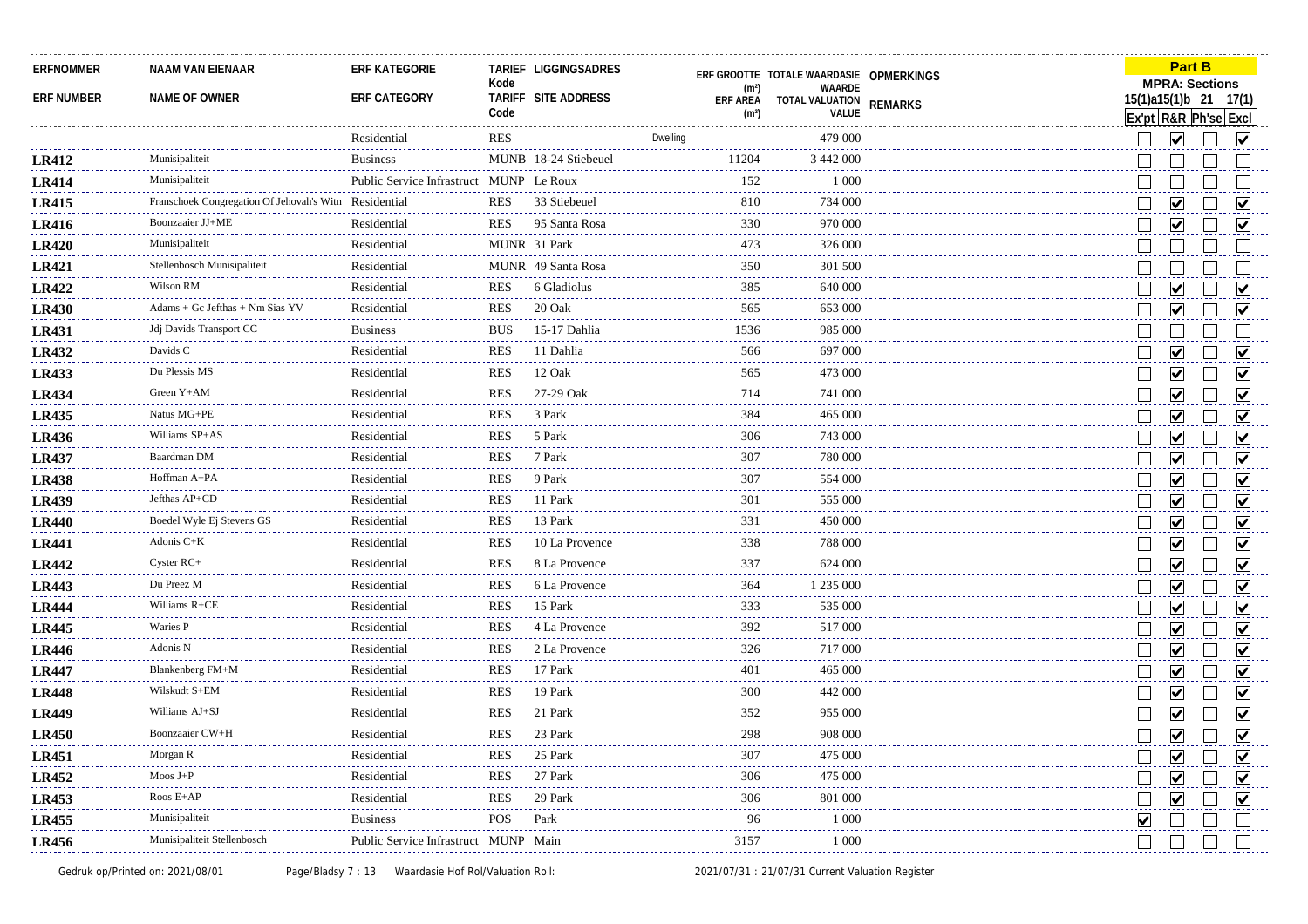| ERFNOMMER<br>ERF NUMBER | NAAM VAN EIENAAR<br>NAME OF OWNER | ERF KATEGORIE<br>ERF CATEGORY | TARIEF Kode<br>TARIFF Code | LIGGINGSADRES<br>SITE ADDRESS | ERF GROOTTE (m²)<br>ERF AREA (m²) | TOTALE WAARDASIE WAARDE<br>TOTAL VALUATION VALUE | OPMERKINGS<br>REMARKS | Part B MPRA: Sections 15(1)a<br>Ex'pt | 15(1)b<br>R&R | 21<br>Ph'se | 17(1)<br>Excl |
|---|---|---|---|---|---|---|---|---|---|---|---|
| | | Residential | RES | | Dwelling | 479 000 | | ☐ | ☑ | ☐ | ☑ |
| **LR412** | Munisipaliteit | Business | MUNB | 18-24 Stiebeuel | 11204 | 3 442 000 | | ☐ | ☐ | ☐ | ☐ |
| **LR414** | Munisipaliteit | Public Service Infrastruct | MUNP | Le Roux | 152 | 1 000 | | ☐ | ☐ | ☐ | ☐ |
| **LR415** | Franschoek Congregation Of Jehovah's Witn | Residential | RES | 33 Stiebeuel | 810 | 734 000 | | ☐ | ☑ | ☐ | ☑ |
| **LR416** | Boonzaaier JJ+ME | Residential | RES | 95 Santa Rosa | 330 | 970 000 | | ☐ | ☑ | ☐ | ☑ |
| **LR420** | Munisipaliteit | Residential | MUNR | 31 Park | 473 | 326 000 | | ☐ | ☐ | ☐ | ☐ |
| **LR421** | Stellenbosch Munisipaliteit | Residential | MUNR | 49 Santa Rosa | 350 | 301 500 | | ☐ | ☐ | ☐ | ☐ |
| **LR422** | Wilson RM | Residential | RES | 6 Gladiolus | 385 | 640 000 | | ☐ | ☑ | ☐ | ☑ |
| **LR430** | Adams + Gc Jefthas + Nm Sias YV | Residential | RES | 20 Oak | 565 | 653 000 | | ☐ | ☑ | ☐ | ☑ |
| **LR431** | Jdj Davids Transport CC | Business | BUS | 15-17 Dahlia | 1536 | 985 000 | | ☐ | ☐ | ☐ | ☐ |
| **LR432** | Davids C | Residential | RES | 11 Dahlia | 566 | 697 000 | | ☐ | ☑ | ☐ | ☑ |
| **LR433** | Du Plessis MS | Residential | RES | 12 Oak | 565 | 473 000 | | ☐ | ☑ | ☐ | ☑ |
| **LR434** | Green Y+AM | Residential | RES | 27-29 Oak | 714 | 741 000 | | ☐ | ☑ | ☐ | ☑ |
| **LR435** | Natus MG+PE | Residential | RES | 3 Park | 384 | 465 000 | | ☐ | ☑ | ☐ | ☑ |
| **LR436** | Williams SP+AS | Residential | RES | 5 Park | 306 | 743 000 | | ☐ | ☑ | ☐ | ☑ |
| **LR437** | Baardman DM | Residential | RES | 7 Park | 307 | 780 000 | | ☐ | ☑ | ☐ | ☑ |
| **LR438** | Hoffman A+PA | Residential | RES | 9 Park | 307 | 554 000 | | ☐ | ☑ | ☐ | ☑ |
| **LR439** | Jefthas AP+CD | Residential | RES | 11 Park | 301 | 555 000 | | ☐ | ☑ | ☐ | ☑ |
| **LR440** | Boedel Wyle Ej Stevens GS | Residential | RES | 13 Park | 331 | 450 000 | | ☐ | ☑ | ☐ | ☑ |
| **LR441** | Adonis C+K | Residential | RES | 10 La Provence | 338 | 788 000 | | ☐ | ☑ | ☐ | ☑ |
| **LR442** | Cyster RC+ | Residential | RES | 8 La Provence | 337 | 624 000 | | ☐ | ☑ | ☐ | ☑ |
| **LR443** | Du Preez M | Residential | RES | 6 La Provence | 364 | 1 235 000 | | ☐ | ☑ | ☐ | ☑ |
| **LR444** | Williams R+CE | Residential | RES | 15 Park | 333 | 535 000 | | ☐ | ☑ | ☐ | ☑ |
| **LR445** | Waries P | Residential | RES | 4 La Provence | 392 | 517 000 | | ☐ | ☑ | ☐ | ☑ |
| **LR446** | Adonis N | Residential | RES | 2 La Provence | 326 | 717 000 | | ☐ | ☑ | ☐ | ☑ |
| **LR447** | Blankenberg FM+M | Residential | RES | 17 Park | 401 | 465 000 | | ☐ | ☑ | ☐ | ☑ |
| **LR448** | Wilskudt S+EM | Residential | RES | 19 Park | 300 | 442 000 | | ☐ | ☑ | ☐ | ☑ |
| **LR449** | Williams AJ+SJ | Residential | RES | 21 Park | 352 | 955 000 | | ☐ | ☑ | ☐ | ☑ |
| **LR450** | Boonzaaier CW+H | Residential | RES | 23 Park | 298 | 908 000 | | ☐ | ☑ | ☐ | ☑ |
| **LR451** | Morgan R | Residential | RES | 25 Park | 307 | 475 000 | | ☐ | ☑ | ☐ | ☑ |
| **LR452** | Moos J+P | Residential | RES | 27 Park | 306 | 475 000 | | ☐ | ☑ | ☐ | ☑ |
| **LR453** | Roos E+AP | Residential | RES | 29 Park | 306 | 801 000 | | ☐ | ☑ | ☐ | ☑ |
| **LR455** | Munisipaliteit | Business | POS | Park | 96 | 1 000 | | ☑ | ☐ | ☐ | ☐ |
| **LR456** | Munisipaliteit Stellenbosch | Public Service Infrastruct | MUNP | Main | 3157 | 1 000 | | ☐ | ☐ | ☐ | ☐ |

Gedruk op/Printed on: 2021/08/01 Waardasie Hof Rol/Valuation Roll: 2021/07/31 : 21/07/31 Current Valuation Register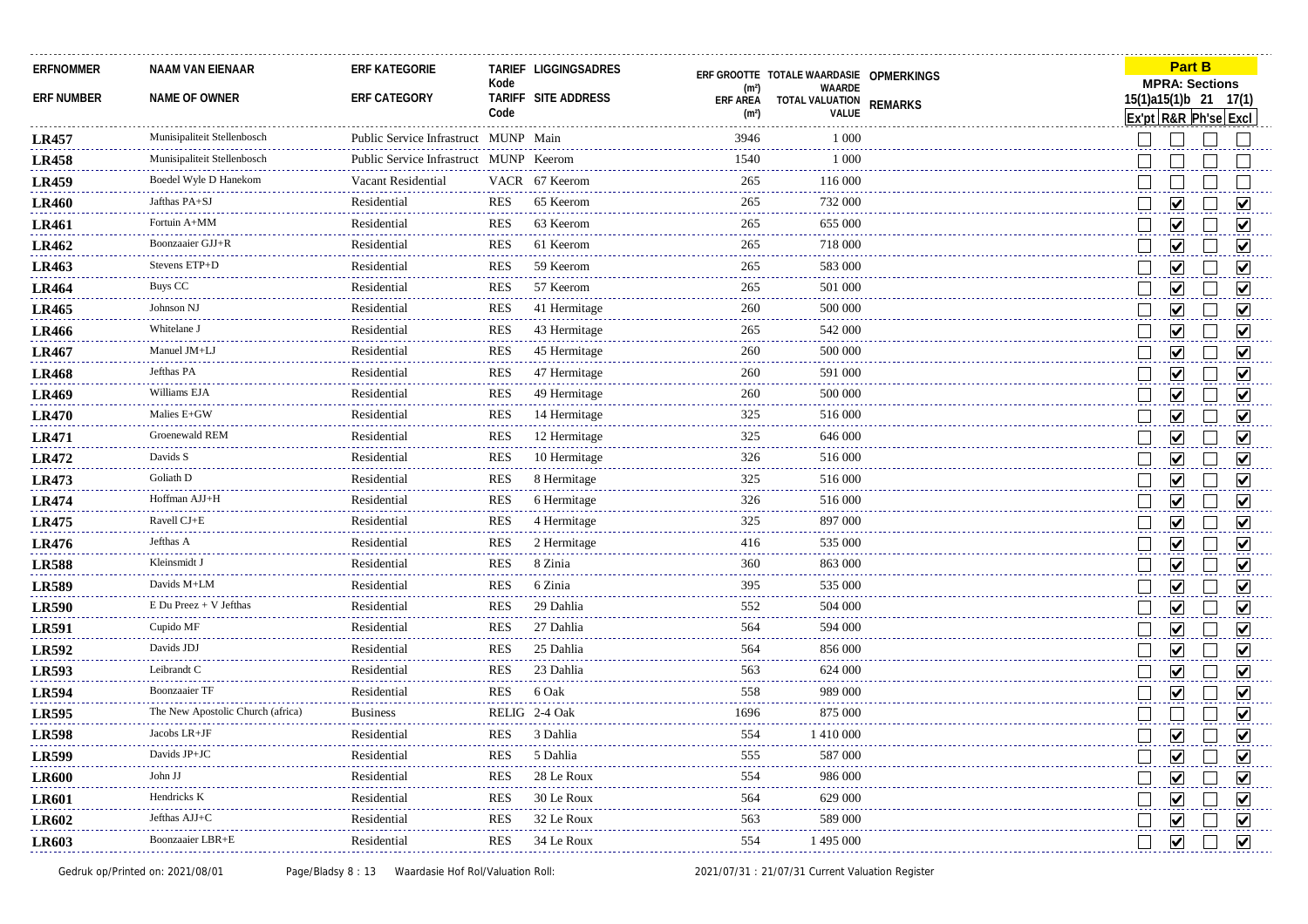| ERFNOMMER<br>ERF NUMBER | NAAM VAN EIENAAR<br>NAME OF OWNER | ERF KATEGORIE<br>ERF CATEGORY | TARIEF Kode<br>TARIFF Code | LIGGINGSADRES<br>SITE ADDRESS | ERF GROOTTE (m²)<br>ERF AREA (m²) | TOTALE WAARDASIE WAARDE<br>TOTAL VALUATION VALUE | OPMERKINGS<br>REMARKS | Part B MPRA: Sections 15(1)a<br>Ex'pt | 15(1)b<br>R&R | 21<br>Ph'se | 17(1)<br>Excl |
|---|---|---|---|---|---|---|---|---|---|---|---|
| **LR457** | Munisipaliteit Stellenbosch | Public Service Infrastruct | MUNP | Main | 3946 | 1 000 | | ☐ | ☐ | ☐ | ☐ |
| **LR458** | Munisipaliteit Stellenbosch | Public Service Infrastruct | MUNP | Keerom | 1540 | 1 000 | | ☐ | ☐ | ☐ | ☐ |
| **LR459** | Boedel Wyle D Hanekom | Vacant Residential | VACR | 67 Keerom | 265 | 116 000 | | ☐ | ☐ | ☐ | ☐ |
| **LR460** | Jafthas PA+SJ | Residential | RES | 65 Keerom | 265 | 732 000 | | ☐ | ☑ | ☐ | ☑ |
| **LR461** | Fortuin A+MM | Residential | RES | 63 Keerom | 265 | 655 000 | | ☐ | ☑ | ☐ | ☑ |
| **LR462** | Boonzaaier GJJ+R | Residential | RES | 61 Keerom | 265 | 718 000 | | ☐ | ☑ | ☐ | ☑ |
| **LR463** | Stevens ETP+D | Residential | RES | 59 Keerom | 265 | 583 000 | | ☐ | ☑ | ☐ | ☑ |
| **LR464** | Buys CC | Residential | RES | 57 Keerom | 265 | 501 000 | | ☐ | ☑ | ☐ | ☑ |
| **LR465** | Johnson NJ | Residential | RES | 41 Hermitage | 260 | 500 000 | | ☐ | ☑ | ☐ | ☑ |
| **LR466** | Whitelane J | Residential | RES | 43 Hermitage | 265 | 542 000 | | ☐ | ☑ | ☐ | ☑ |
| **LR467** | Manuel JM+LJ | Residential | RES | 45 Hermitage | 260 | 500 000 | | ☐ | ☑ | ☐ | ☑ |
| **LR468** | Jefthas PA | Residential | RES | 47 Hermitage | 260 | 591 000 | | ☐ | ☑ | ☐ | ☑ |
| **LR469** | Williams EJA | Residential | RES | 49 Hermitage | 260 | 500 000 | | ☐ | ☑ | ☐ | ☑ |
| **LR470** | Malies E+GW | Residential | RES | 14 Hermitage | 325 | 516 000 | | ☐ | ☑ | ☐ | ☑ |
| **LR471** | Groenewald REM | Residential | RES | 12 Hermitage | 325 | 646 000 | | ☐ | ☑ | ☐ | ☑ |
| **LR472** | Davids S | Residential | RES | 10 Hermitage | 326 | 516 000 | | ☐ | ☑ | ☐ | ☑ |
| **LR473** | Goliath D | Residential | RES | 8 Hermitage | 325 | 516 000 | | ☐ | ☑ | ☐ | ☑ |
| **LR474** | Hoffman AJJ+H | Residential | RES | 6 Hermitage | 326 | 516 000 | | ☐ | ☑ | ☐ | ☑ |
| **LR475** | Ravell CJ+E | Residential | RES | 4 Hermitage | 325 | 897 000 | | ☐ | ☑ | ☐ | ☑ |
| **LR476** | Jefthas A | Residential | RES | 2 Hermitage | 416 | 535 000 | | ☐ | ☑ | ☐ | ☑ |
| **LR588** | Kleinsmidt J | Residential | RES | 8 Zinia | 360 | 863 000 | | ☐ | ☑ | ☐ | ☑ |
| **LR589** | Davids M+LM | Residential | RES | 6 Zinia | 395 | 535 000 | | ☐ | ☑ | ☐ | ☑ |
| **LR590** | E Du Preez + V Jefthas | Residential | RES | 29 Dahlia | 552 | 504 000 | | ☐ | ☑ | ☐ | ☑ |
| **LR591** | Cupido MF | Residential | RES | 27 Dahlia | 564 | 594 000 | | ☐ | ☑ | ☐ | ☑ |
| **LR592** | Davids JDJ | Residential | RES | 25 Dahlia | 564 | 856 000 | | ☐ | ☑ | ☐ | ☑ |
| **LR593** | Leibrandt C | Residential | RES | 23 Dahlia | 563 | 624 000 | | ☐ | ☑ | ☐ | ☑ |
| **LR594** | Boonzaaier TF | Residential | RES | 6 Oak | 558 | 989 000 | | ☐ | ☑ | ☐ | ☑ |
| **LR595** | The New Apostolic Church (africa) | Business | RELIG | 2-4 Oak | 1696 | 875 000 | | ☐ | ☐ | ☐ | ☑ |
| **LR598** | Jacobs LR+JF | Residential | RES | 3 Dahlia | 554 | 1 410 000 | | ☐ | ☑ | ☐ | ☑ |
| **LR599** | Davids JP+JC | Residential | RES | 5 Dahlia | 555 | 587 000 | | ☐ | ☑ | ☐ | ☑ |
| **LR600** | John JJ | Residential | RES | 28 Le Roux | 554 | 986 000 | | ☐ | ☑ | ☐ | ☑ |
| **LR601** | Hendricks K | Residential | RES | 30 Le Roux | 564 | 629 000 | | ☐ | ☑ | ☐ | ☑ |
| **LR602** | Jefthas AJJ+C | Residential | RES | 32 Le Roux | 563 | 589 000 | | ☐ | ☑ | ☐ | ☑ |
| **LR603** | Boonzaaier LBR+E | Residential | RES | 34 Le Roux | 554 | 1 495 000 | | ☐ | ☑ | ☐ | ☑ |

Gedruk op/Printed on: 2021/08/01 Waardasie Hof Rol/Valuation Roll: 2021/07/31 : 21/07/31 Current Valuation Register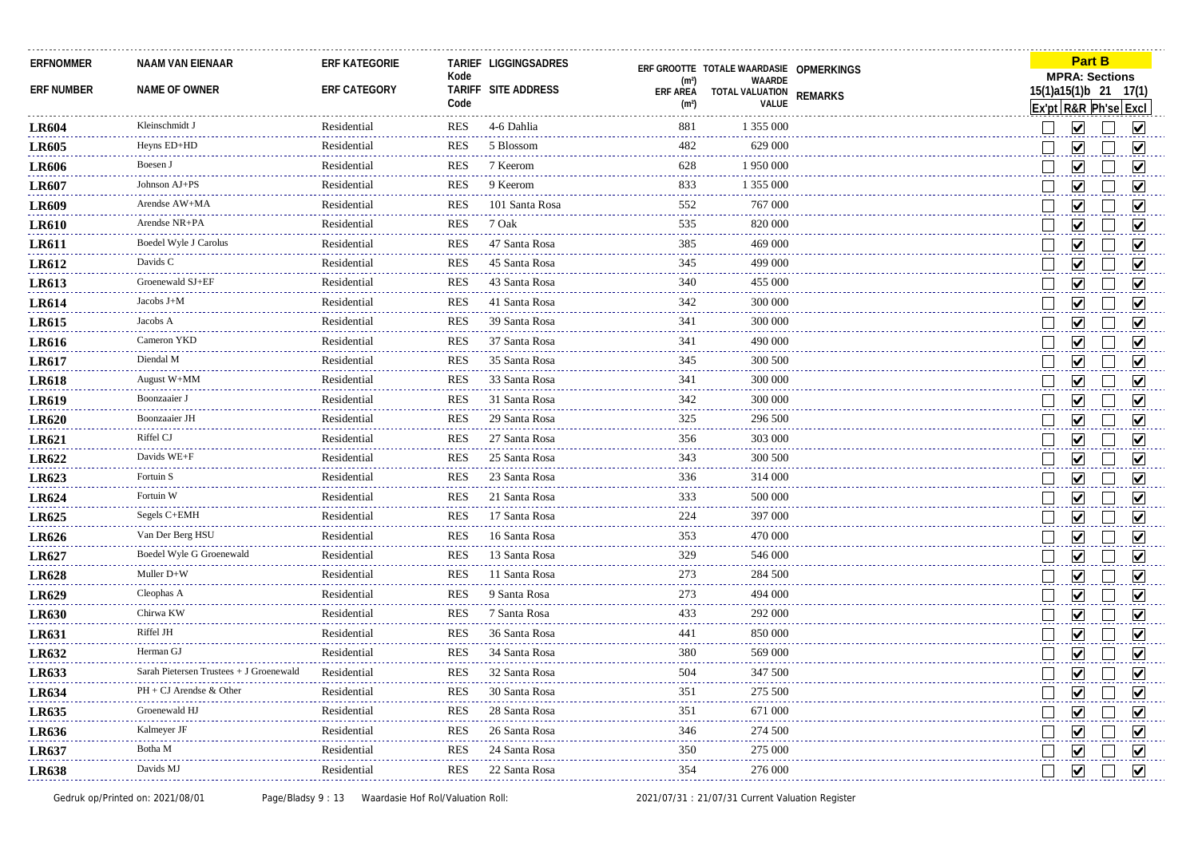| ERFNOMMER | NAAM VAN EIENAAR | ERF KATEGORIE | TARIEF Kode | LIGGINGSADRES | ERF GROOTTE (m²) | TOTALE WAARDASIE WAARDE | OPMERKINGS | Part B MPRA: Sections 15(1)a Ex'pt | 15(1)b R&R | 21 Ph'se | 17(1) Excl |
|---|---|---|---|---|---|---|---|---|---|---|---|
| ERF NUMBER | NAME OF OWNER | ERF CATEGORY | TARIFF Code | SITE ADDRESS | ERF AREA (m²) | TOTAL VALUATION VALUE | REMARKS | | | | |
| **LR604** | Kleinschmidt J | Residential | RES | 4-6 Dahlia | 881 | 1 355 000 | | ☐ | ☑ | ☐ | ☑ |
| **LR605** | Heyns ED+HD | Residential | RES | 5 Blossom | 482 | 629 000 | | ☐ | ☑ | ☐ | ☑ |
| **LR606** | Boesen J | Residential | RES | 7 Keerom | 628 | 1 950 000 | | ☐ | ☑ | ☐ | ☑ |
| **LR607** | Johnson AJ+PS | Residential | RES | 9 Keerom | 833 | 1 355 000 | | ☐ | ☑ | ☐ | ☑ |
| **LR609** | Arendse AW+MA | Residential | RES | 101 Santa Rosa | 552 | 767 000 | | ☐ | ☑ | ☐ | ☑ |
| **LR610** | Arendse NR+PA | Residential | RES | 7 Oak | 535 | 820 000 | | ☐ | ☑ | ☐ | ☑ |
| **LR611** | Boedel Wyle J Carolus | Residential | RES | 47 Santa Rosa | 385 | 469 000 | | ☐ | ☑ | ☐ | ☑ |
| **LR612** | Davids C | Residential | RES | 45 Santa Rosa | 345 | 499 000 | | ☐ | ☑ | ☐ | ☑ |
| **LR613** | Groenewald SJ+EF | Residential | RES | 43 Santa Rosa | 340 | 455 000 | | ☐ | ☑ | ☐ | ☑ |
| **LR614** | Jacobs J+M | Residential | RES | 41 Santa Rosa | 342 | 300 000 | | ☐ | ☑ | ☐ | ☑ |
| **LR615** | Jacobs A | Residential | RES | 39 Santa Rosa | 341 | 300 000 | | ☐ | ☑ | ☐ | ☑ |
| **LR616** | Cameron YKD | Residential | RES | 37 Santa Rosa | 341 | 490 000 | | ☐ | ☑ | ☐ | ☑ |
| **LR617** | Diendal M | Residential | RES | 35 Santa Rosa | 345 | 300 500 | | ☐ | ☑ | ☐ | ☑ |
| **LR618** | August W+MM | Residential | RES | 33 Santa Rosa | 341 | 300 000 | | ☐ | ☑ | ☐ | ☑ |
| **LR619** | Boonzaaier J | Residential | RES | 31 Santa Rosa | 342 | 300 000 | | ☐ | ☑ | ☐ | ☑ |
| **LR620** | Boonzaaier JH | Residential | RES | 29 Santa Rosa | 325 | 296 500 | | ☐ | ☑ | ☐ | ☑ |
| **LR621** | Riffel CJ | Residential | RES | 27 Santa Rosa | 356 | 303 000 | | ☐ | ☑ | ☐ | ☑ |
| **LR622** | Davids WE+F | Residential | RES | 25 Santa Rosa | 343 | 300 500 | | ☐ | ☑ | ☐ | ☑ |
| **LR623** | Fortuin S | Residential | RES | 23 Santa Rosa | 336 | 314 000 | | ☐ | ☑ | ☐ | ☑ |
| **LR624** | Fortuin W | Residential | RES | 21 Santa Rosa | 333 | 500 000 | | ☐ | ☑ | ☐ | ☑ |
| **LR625** | Segels C+EMH | Residential | RES | 17 Santa Rosa | 224 | 397 000 | | ☐ | ☑ | ☐ | ☑ |
| **LR626** | Van Der Berg HSU | Residential | RES | 16 Santa Rosa | 353 | 470 000 | | ☐ | ☑ | ☐ | ☑ |
| **LR627** | Boedel Wyle G Groenewald | Residential | RES | 13 Santa Rosa | 329 | 546 000 | | ☐ | ☑ | ☐ | ☑ |
| **LR628** | Muller D+W | Residential | RES | 11 Santa Rosa | 273 | 284 500 | | ☐ | ☑ | ☐ | ☑ |
| **LR629** | Cleophas A | Residential | RES | 9 Santa Rosa | 273 | 494 000 | | ☐ | ☑ | ☐ | ☑ |
| **LR630** | Chirwa KW | Residential | RES | 7 Santa Rosa | 433 | 292 000 | | ☐ | ☑ | ☐ | ☑ |
| **LR631** | Riffel JH | Residential | RES | 36 Santa Rosa | 441 | 850 000 | | ☐ | ☑ | ☐ | ☑ |
| **LR632** | Herman GJ | Residential | RES | 34 Santa Rosa | 380 | 569 000 | | ☐ | ☑ | ☐ | ☑ |
| **LR633** | Sarah Pietersen Trustees + J Groenewald | Residential | RES | 32 Santa Rosa | 504 | 347 500 | | ☐ | ☑ | ☐ | ☑ |
| **LR634** | PH + CJ Arendse & Other | Residential | RES | 30 Santa Rosa | 351 | 275 500 | | ☐ | ☑ | ☐ | ☑ |
| **LR635** | Groenewald HJ | Residential | RES | 28 Santa Rosa | 351 | 671 000 | | ☐ | ☑ | ☐ | ☑ |
| **LR636** | Kalmeyer JF | Residential | RES | 26 Santa Rosa | 346 | 274 500 | | ☐ | ☑ | ☐ | ☑ |
| **LR637** | Botha M | Residential | RES | 24 Santa Rosa | 350 | 275 000 | | ☐ | ☑ | ☐ | ☑ |
| **LR638** | Davids MJ | Residential | RES | 22 Santa Rosa | 354 | 276 000 | | ☐ | ☑ | ☐ | ☑ |

Gedruk op/Printed on: 2021/08/01 Waardasie Hof Rol/Valuation Roll: 2021/07/31 : 21/07/31 Current Valuation Register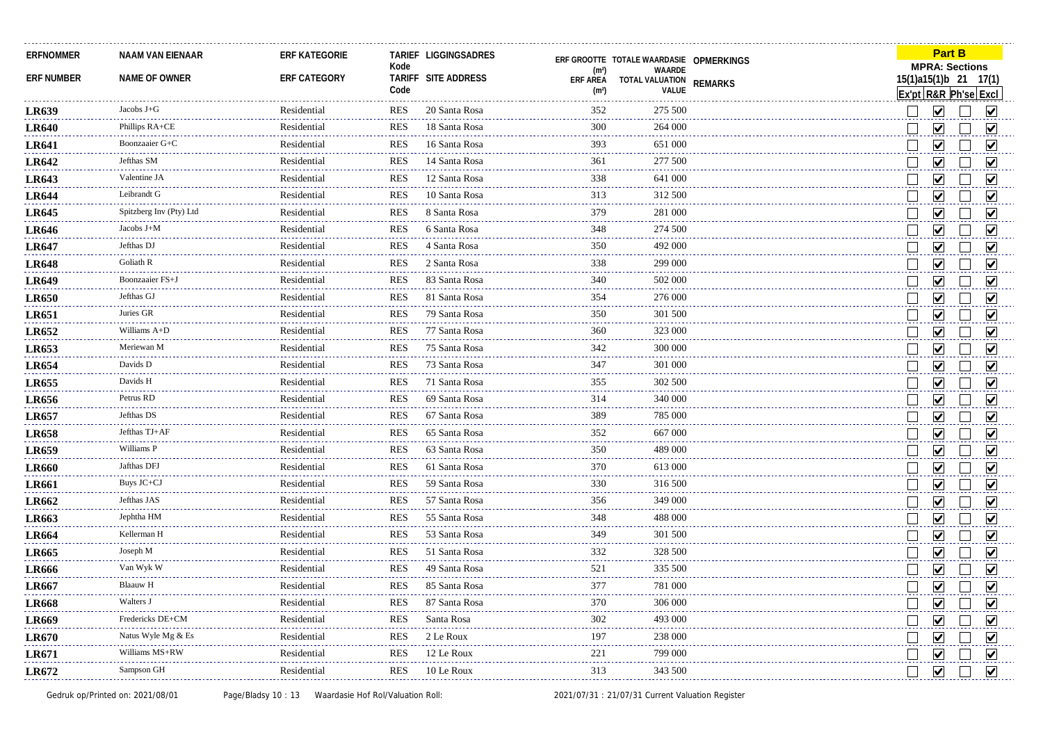| ERFNOMMER<br>ERF NUMBER | NAAM VAN EIENAAR<br>NAME OF OWNER | ERF KATEGORIE<br>ERF CATEGORY | TARIEF Kode<br>TARIFF Code | LIGGINGSADRES<br>SITE ADDRESS | ERF GROOTTE (m²)<br>ERF AREA (m²) | TOTALE WAARDASIE WAARDE<br>TOTAL VALUATION VALUE | OPMERKINGS<br>REMARKS | Part B MPRA: Sections 15(1)a Ex'pt | 15(1)b R&R | 21 Ph'se | 17(1) Excl |
|---|---|---|---|---|---|---|---|---|---|---|---|
| LR639 | Jacobs J+G | Residential | RES | 20 Santa Rosa | 352 | 275 500 | | ☐ | ☑ | ☐ | ☑ |
| LR640 | Phillips RA+CE | Residential | RES | 18 Santa Rosa | 300 | 264 000 | | ☐ | ☑ | ☐ | ☑ |
| LR641 | Boonzaaier G+C | Residential | RES | 16 Santa Rosa | 393 | 651 000 | | ☐ | ☑ | ☐ | ☑ |
| LR642 | Jefthas SM | Residential | RES | 14 Santa Rosa | 361 | 277 500 | | ☐ | ☑ | ☐ | ☑ |
| LR643 | Valentine JA | Residential | RES | 12 Santa Rosa | 338 | 641 000 | | ☐ | ☑ | ☐ | ☑ |
| LR644 | Leibrandt G | Residential | RES | 10 Santa Rosa | 313 | 312 500 | | ☐ | ☑ | ☐ | ☑ |
| LR645 | Spitzberg Inv (Pty) Ltd | Residential | RES | 8 Santa Rosa | 379 | 281 000 | | ☐ | ☑ | ☐ | ☑ |
| LR646 | Jacobs J+M | Residential | RES | 6 Santa Rosa | 348 | 274 500 | | ☐ | ☑ | ☐ | ☑ |
| LR647 | Jefthas DJ | Residential | RES | 4 Santa Rosa | 350 | 492 000 | | ☐ | ☑ | ☐ | ☑ |
| LR648 | Goliath R | Residential | RES | 2 Santa Rosa | 338 | 299 000 | | ☐ | ☑ | ☐ | ☑ |
| LR649 | Boonzaaier FS+J | Residential | RES | 83 Santa Rosa | 340 | 502 000 | | ☐ | ☑ | ☐ | ☑ |
| LR650 | Jefthas GJ | Residential | RES | 81 Santa Rosa | 354 | 276 000 | | ☐ | ☑ | ☐ | ☑ |
| LR651 | Juries GR | Residential | RES | 79 Santa Rosa | 350 | 301 500 | | ☐ | ☑ | ☐ | ☑ |
| LR652 | Williams A+D | Residential | RES | 77 Santa Rosa | 360 | 323 000 | | ☐ | ☑ | ☐ | ☑ |
| LR653 | Meriewan M | Residential | RES | 75 Santa Rosa | 342 | 300 000 | | ☐ | ☑ | ☐ | ☑ |
| LR654 | Davids D | Residential | RES | 73 Santa Rosa | 347 | 301 000 | | ☐ | ☑ | ☐ | ☑ |
| LR655 | Davids H | Residential | RES | 71 Santa Rosa | 355 | 302 500 | | ☐ | ☑ | ☐ | ☑ |
| LR656 | Petrus RD | Residential | RES | 69 Santa Rosa | 314 | 340 000 | | ☐ | ☑ | ☐ | ☑ |
| LR657 | Jefthas DS | Residential | RES | 67 Santa Rosa | 389 | 785 000 | | ☐ | ☑ | ☐ | ☑ |
| LR658 | Jefthas TJ+AF | Residential | RES | 65 Santa Rosa | 352 | 667 000 | | ☐ | ☑ | ☐ | ☑ |
| LR659 | Williams P | Residential | RES | 63 Santa Rosa | 350 | 489 000 | | ☐ | ☑ | ☐ | ☑ |
| LR660 | Jafthas DFJ | Residential | RES | 61 Santa Rosa | 370 | 613 000 | | ☐ | ☑ | ☐ | ☑ |
| LR661 | Buys JC+CJ | Residential | RES | 59 Santa Rosa | 330 | 316 500 | | ☐ | ☑ | ☐ | ☑ |
| LR662 | Jefthas JAS | Residential | RES | 57 Santa Rosa | 356 | 349 000 | | ☐ | ☑ | ☐ | ☑ |
| LR663 | Jephtha HM | Residential | RES | 55 Santa Rosa | 348 | 488 000 | | ☐ | ☑ | ☐ | ☑ |
| LR664 | Kellerman H | Residential | RES | 53 Santa Rosa | 349 | 301 500 | | ☐ | ☑ | ☐ | ☑ |
| LR665 | Joseph M | Residential | RES | 51 Santa Rosa | 332 | 328 500 | | ☐ | ☑ | ☐ | ☑ |
| LR666 | Van Wyk W | Residential | RES | 49 Santa Rosa | 521 | 335 500 | | ☐ | ☑ | ☐ | ☑ |
| LR667 | Blaauw H | Residential | RES | 85 Santa Rosa | 377 | 781 000 | | ☐ | ☑ | ☐ | ☑ |
| LR668 | Walters J | Residential | RES | 87 Santa Rosa | 370 | 306 000 | | ☐ | ☑ | ☐ | ☑ |
| LR669 | Fredericks DE+CM | Residential | RES | Santa Rosa | 302 | 493 000 | | ☐ | ☑ | ☐ | ☑ |
| LR670 | Natus Wyle Mg & Es | Residential | RES | 2 Le Roux | 197 | 238 000 | | ☐ | ☑ | ☐ | ☑ |
| LR671 | Williams MS+RW | Residential | RES | 12 Le Roux | 221 | 799 000 | | ☐ | ☑ | ☐ | ☑ |
| LR672 | Sampson GH | Residential | RES | 10 Le Roux | 313 | 343 500 | | ☐ | ☑ | ☐ | ☑ |

Gedruk op/Printed on: 2021/08/01 Waardasie Hof Rol/Valuation Roll: 2021/07/31 : 21/07/31 Current Valuation Register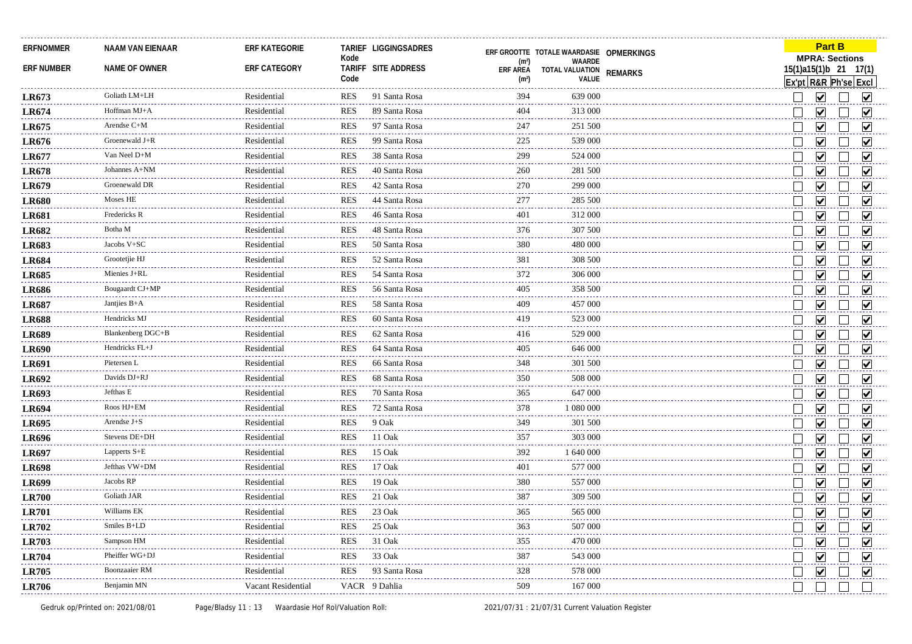| ERFNOMMER<br>ERF NUMBER | NAAM VAN EIENAAR<br>NAME OF OWNER | ERF KATEGORIE<br>ERF CATEGORY | TARIEF Kode<br>TARIFF Code | LIGGINGSADRES<br>SITE ADDRESS | ERF GROOTTE (m²)<br>ERF AREA (m²) | TOTALE WAARDASIE WAARDE<br>TOTAL VALUATION VALUE | OPMERKINGS<br>REMARKS | Part B MPRA: Sections 15(1)a<br>Ex'pt | 15(1)b<br>R&R | 21<br>Ph'se | 17(1)<br>Excl |
|---|---|---|---|---|---|---|---|---|---|---|---|
| **LR673** | Goliath LM+LH | Residential | RES | 91 Santa Rosa | 394 | 639 000 | | ☐ | ☑ | ☐ | ☑ |
| **LR674** | Hoffman MJ+A | Residential | RES | 89 Santa Rosa | 404 | 313 000 | | ☐ | ☑ | ☐ | ☑ |
| **LR675** | Arendse C+M | Residential | RES | 97 Santa Rosa | 247 | 251 500 | | ☐ | ☑ | ☐ | ☑ |
| **LR676** | Groenewald J+R | Residential | RES | 99 Santa Rosa | 225 | 539 000 | | ☐ | ☑ | ☐ | ☑ |
| **LR677** | Van Neel D+M | Residential | RES | 38 Santa Rosa | 299 | 524 000 | | ☐ | ☑ | ☐ | ☑ |
| **LR678** | Johannes A+NM | Residential | RES | 40 Santa Rosa | 260 | 281 500 | | ☐ | ☑ | ☐ | ☑ |
| **LR679** | Groenewald DR | Residential | RES | 42 Santa Rosa | 270 | 299 000 | | ☐ | ☑ | ☐ | ☑ |
| **LR680** | Moses HE | Residential | RES | 44 Santa Rosa | 277 | 285 500 | | ☐ | ☑ | ☐ | ☑ |
| **LR681** | Fredericks R | Residential | RES | 46 Santa Rosa | 401 | 312 000 | | ☐ | ☑ | ☐ | ☑ |
| **LR682** | Botha M | Residential | RES | 48 Santa Rosa | 376 | 307 500 | | ☐ | ☑ | ☐ | ☑ |
| **LR683** | Jacobs V+SC | Residential | RES | 50 Santa Rosa | 380 | 480 000 | | ☐ | ☑ | ☐ | ☑ |
| **LR684** | Grootetjie HJ | Residential | RES | 52 Santa Rosa | 381 | 308 500 | | ☐ | ☑ | ☐ | ☑ |
| **LR685** | Mienies J+RL | Residential | RES | 54 Santa Rosa | 372 | 306 000 | | ☐ | ☑ | ☐ | ☑ |
| **LR686** | Bougaardt CJ+MP | Residential | RES | 56 Santa Rosa | 405 | 358 500 | | ☐ | ☑ | ☐ | ☑ |
| **LR687** | Jantjies B+A | Residential | RES | 58 Santa Rosa | 409 | 457 000 | | ☐ | ☑ | ☐ | ☑ |
| **LR688** | Hendricks MJ | Residential | RES | 60 Santa Rosa | 419 | 523 000 | | ☐ | ☑ | ☐ | ☑ |
| **LR689** | Blankenberg DGC+B | Residential | RES | 62 Santa Rosa | 416 | 529 000 | | ☐ | ☑ | ☐ | ☑ |
| **LR690** | Hendricks FL+J | Residential | RES | 64 Santa Rosa | 405 | 646 000 | | ☐ | ☑ | ☐ | ☑ |
| **LR691** | Pietersen L | Residential | RES | 66 Santa Rosa | 348 | 301 500 | | ☐ | ☑ | ☐ | ☑ |
| **LR692** | Davids DJ+RJ | Residential | RES | 68 Santa Rosa | 350 | 508 000 | | ☐ | ☑ | ☐ | ☑ |
| **LR693** | Jefthas E | Residential | RES | 70 Santa Rosa | 365 | 647 000 | | ☐ | ☑ | ☐ | ☑ |
| **LR694** | Roos HJ+EM | Residential | RES | 72 Santa Rosa | 378 | 1 080 000 | | ☐ | ☑ | ☐ | ☑ |
| **LR695** | Arendse J+S | Residential | RES | 9 Oak | 349 | 301 500 | | ☐ | ☑ | ☐ | ☑ |
| **LR696** | Stevens DE+DH | Residential | RES | 11 Oak | 357 | 303 000 | | ☐ | ☑ | ☐ | ☑ |
| **LR697** | Lapperts S+E | Residential | RES | 15 Oak | 392 | 1 640 000 | | ☐ | ☑ | ☐ | ☑ |
| **LR698** | Jefthas VW+DM | Residential | RES | 17 Oak | 401 | 577 000 | | ☐ | ☑ | ☐ | ☑ |
| **LR699** | Jacobs RP | Residential | RES | 19 Oak | 380 | 557 000 | | ☐ | ☑ | ☐ | ☑ |
| **LR700** | Goliath JAR | Residential | RES | 21 Oak | 387 | 309 500 | | ☐ | ☑ | ☐ | ☑ |
| **LR701** | Williams EK | Residential | RES | 23 Oak | 365 | 565 000 | | ☐ | ☑ | ☐ | ☑ |
| **LR702** | Smiles B+LD | Residential | RES | 25 Oak | 363 | 507 000 | | ☐ | ☑ | ☐ | ☑ |
| **LR703** | Sampson HM | Residential | RES | 31 Oak | 355 | 470 000 | | ☐ | ☑ | ☐ | ☑ |
| **LR704** | Pheiffer WG+DJ | Residential | RES | 33 Oak | 387 | 543 000 | | ☐ | ☑ | ☐ | ☑ |
| **LR705** | Boonzaaier RM | Residential | RES | 93 Santa Rosa | 328 | 578 000 | | ☐ | ☑ | ☐ | ☑ |
| **LR706** | Benjamin MN | Vacant Residential | VACR | 9 Dahlia | 509 | 167 000 | | ☐ | ☐ | ☐ | ☐ |

Gedruk op/Printed on: 2021/08/01 Waardasie Hof Rol/Valuation Roll: 2021/07/31 : 21/07/31 Current Valuation Register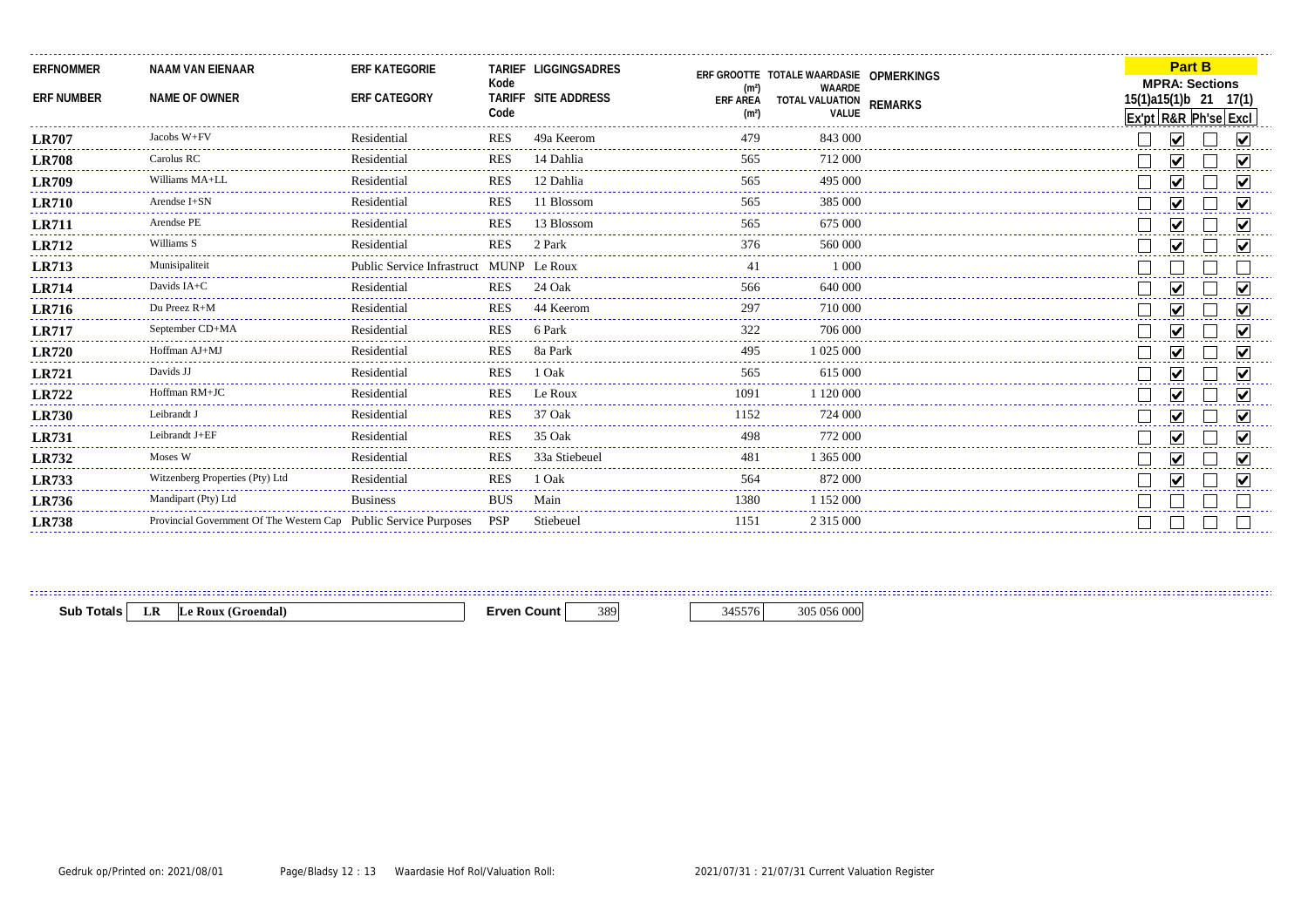| ERFNOMMER / ERF NUMBER | NAAM VAN EIENAAR / NAME OF OWNER | ERF KATEGORIE / ERF CATEGORY | TARIEF Kode / TARIFF Code | LIGGINGSADRES / SITE ADDRESS | ERF GROOTTE (m²) / ERF AREA (m²) | TOTALE WAARDASIE WAARDE / TOTAL VALUATION VALUE | OPMERKINGS / REMARKS | Part B MPRA: Sections 15(1)a Ex'pt | 15(1)b R&R | 21 Ph'se | 17(1) Excl |
|---|---|---|---|---|---|---|---|---|---|---|---|
| LR707 | Jacobs W+FV | Residential | RES | 49a Keerom | 479 | 843 000 | | ☐ | ☑ | ☐ | ☑ |
| LR708 | Carolus RC | Residential | RES | 14 Dahlia | 565 | 712 000 | | ☐ | ☑ | ☐ | ☑ |
| LR709 | Williams MA+LL | Residential | RES | 12 Dahlia | 565 | 495 000 | | ☐ | ☑ | ☐ | ☑ |
| LR710 | Arendse I+SN | Residential | RES | 11 Blossom | 565 | 385 000 | | ☐ | ☑ | ☐ | ☑ |
| LR711 | Arendse PE | Residential | RES | 13 Blossom | 565 | 675 000 | | ☐ | ☑ | ☐ | ☑ |
| LR712 | Williams S | Residential | RES | 2 Park | 376 | 560 000 | | ☐ | ☑ | ☐ | ☑ |
| LR713 | Munisipaliteit | Public Service Infrastruct | MUNP | Le Roux | 41 | 1 000 | | ☐ | ☐ | ☐ | ☐ |
| LR714 | Davids IA+C | Residential | RES | 24 Oak | 566 | 640 000 | | ☐ | ☑ | ☐ | ☑ |
| LR716 | Du Preez R+M | Residential | RES | 44 Keerom | 297 | 710 000 | | ☐ | ☑ | ☐ | ☑ |
| LR717 | September CD+MA | Residential | RES | 6 Park | 322 | 706 000 | | ☐ | ☑ | ☐ | ☑ |
| LR720 | Hoffman AJ+MJ | Residential | RES | 8a Park | 495 | 1 025 000 | | ☐ | ☑ | ☐ | ☑ |
| LR721 | Davids JJ | Residential | RES | 1 Oak | 565 | 615 000 | | ☐ | ☑ | ☐ | ☑ |
| LR722 | Hoffman RM+JC | Residential | RES | Le Roux | 1091 | 1 120 000 | | ☐ | ☑ | ☐ | ☑ |
| LR730 | Leibrandt J | Residential | RES | 37 Oak | 1152 | 724 000 | | ☐ | ☑ | ☐ | ☑ |
| LR731 | Leibrandt J+EF | Residential | RES | 35 Oak | 498 | 772 000 | | ☐ | ☑ | ☐ | ☑ |
| LR732 | Moses W | Residential | RES | 33a Stiebeuel | 481 | 1 365 000 | | ☐ | ☑ | ☐ | ☑ |
| LR733 | Witzenberg Properties (Pty) Ltd | Residential | RES | 1 Oak | 564 | 872 000 | | ☐ | ☑ | ☐ | ☑ |
| LR736 | Mandipart (Pty) Ltd | Business | BUS | Main | 1380 | 1 152 000 | | ☐ | ☐ | ☐ | ☐ |
| LR738 | Provincial Government Of The Western Cap | Public Service Purposes | PSP | Stiebeuel | 1151 | 2 315 000 | | ☐ | ☐ | ☐ | ☐ |

| Sub Totals | LR | Le Roux (Groendal) | Erven Count | 389 | 345576 | 305 056 000 |
|---|---|---|---|---|---|---|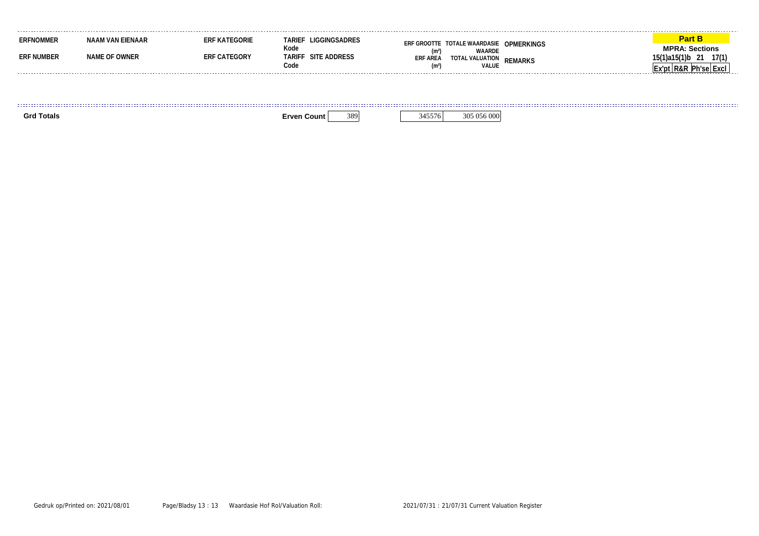| ERFNOMMER | NAAM VAN EIENAAR | ERF KATEGORIE | TARIEF Kode | LIGGINGSADRES | ERF GROOTTE (m²) | TOTALE WAARDASIE WAARDE | OPMERKINGS | Part B MPRA: Sections | | | |
|---|---|---|---|---|---|---|---|---|---|---|---|
| ERF NUMBER | NAME OF OWNER | ERF CATEGORY | TARIFF Code | SITE ADDRESS | ERF AREA (m²) | TOTAL VALUATION VALUE | REMARKS | 15(1)a | 15(1)b | 21 | 17(1) |
| | | | | | | | | Ex'pt | R&R | Ph'se | Excl |
| **Grd Totals** | | | **Erven Count** | 389 | 345576 | 305 056 000 | | | | | |

Gedruk op/Printed on: 2021/08/01 Waardasie Hof Rol/Valuation Roll: 2021/07/31 : 21/07/31 Current Valuation Register